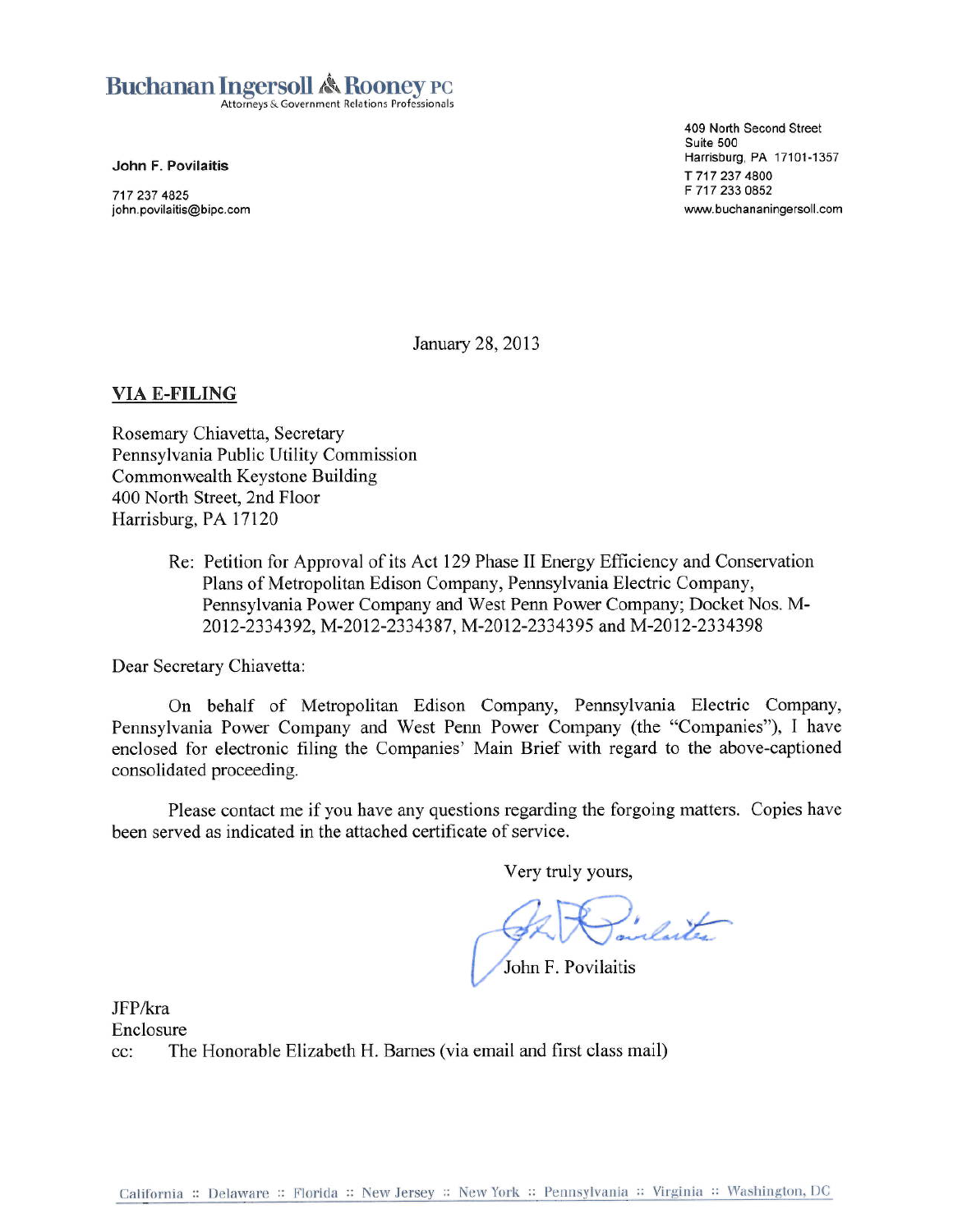**Buchanan Ingersoll & Rooney PC**
Attorneys & Government Relations Professionals

**John F. Povilaitis**

717 237 4825
john.povilaitis@bipc.com

409 North Second Street
Suite 500
Harrisburg, PA 17101-1357
T 717 237 4800
F 717 233 0852
www.buchananingersoll.com

January 28, 2013

**VIA E-FILING**

Rosemary Chiavetta, Secretary
Pennsylvania Public Utility Commission
Commonwealth Keystone Building
400 North Street, 2nd Floor
Harrisburg, PA 17120

Re: Petition for Approval of its Act 129 Phase II Energy Efficiency and Conservation Plans of Metropolitan Edison Company, Pennsylvania Electric Company, Pennsylvania Power Company and West Penn Power Company; Docket Nos. M-2012-2334392, M-2012-2334387, M-2012-2334395 and M-2012-2334398

Dear Secretary Chiavetta:

On behalf of Metropolitan Edison Company, Pennsylvania Electric Company, Pennsylvania Power Company and West Penn Power Company (the "Companies"), I have enclosed for electronic filing the Companies' Main Brief with regard to the above-captioned consolidated proceeding.

Please contact me if you have any questions regarding the forgoing matters. Copies have been served as indicated in the attached certificate of service.

Very truly yours,

John F. Povilaitis

JFP/kra
Enclosure
cc: The Honorable Elizabeth H. Barnes (via email and first class mail)

California :: Delaware :: Florida :: New Jersey :: New York :: Pennsylvania :: Virginia :: Washington, DC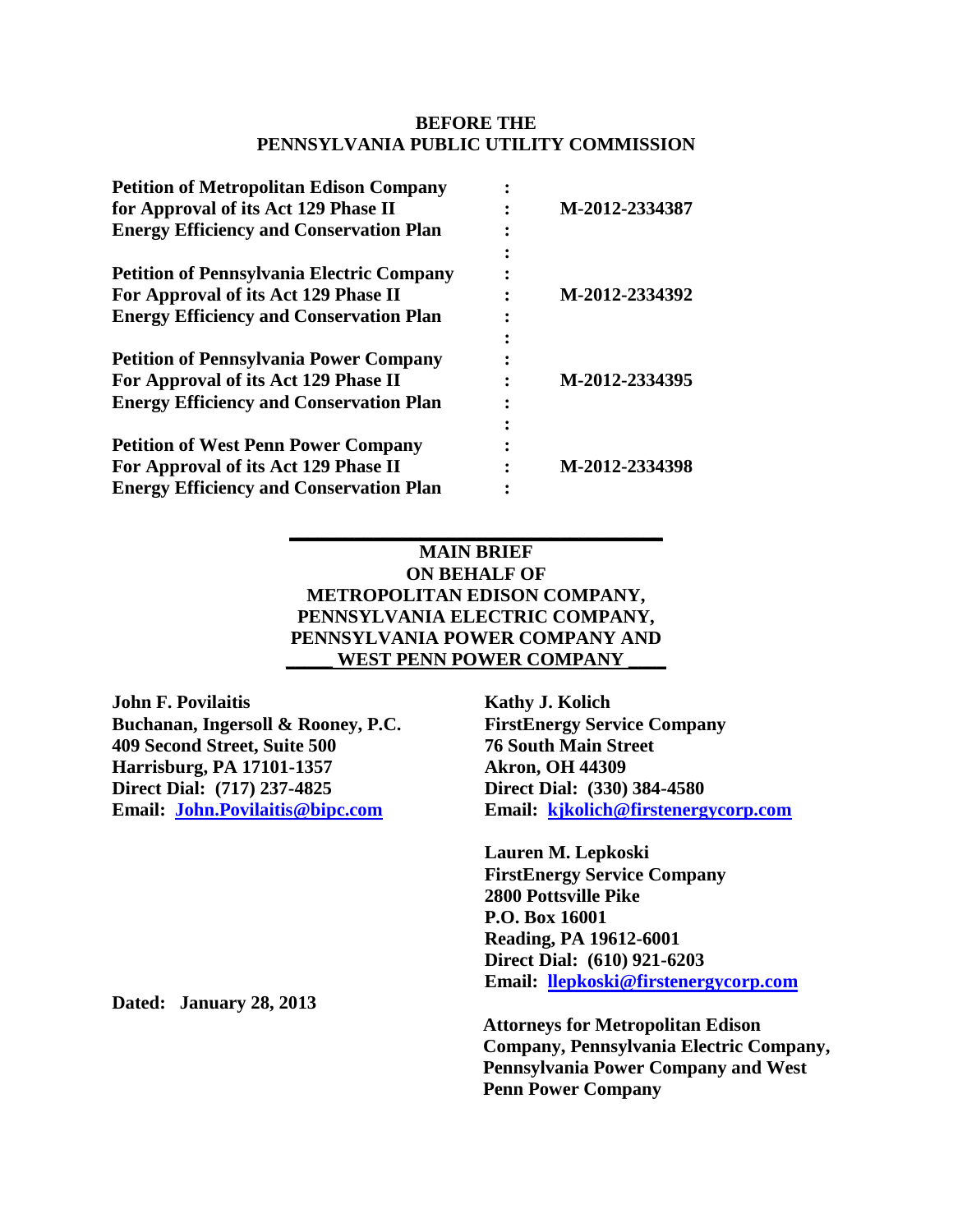**BEFORE THE**
**PENNSYLVANIA PUBLIC UTILITY COMMISSION**

| | | |
|---|---|---|
| **Petition of Metropolitan Edison Company for Approval of its Act 129 Phase II Energy Efficiency and Conservation Plan** | : | **M-2012-2334387** |
| **Petition of Pennsylvania Electric Company For Approval of its Act 129 Phase II Energy Efficiency and Conservation Plan** | : | **M-2012-2334392** |
| **Petition of Pennsylvania Power Company For Approval of its Act 129 Phase II Energy Efficiency and Conservation Plan** | : | **M-2012-2334395** |
| **Petition of West Penn Power Company For Approval of its Act 129 Phase II Energy Efficiency and Conservation Plan** | : | **M-2012-2334398** |

**MAIN BRIEF**
**ON BEHALF OF**
**METROPOLITAN EDISON COMPANY,**
**PENNSYLVANIA ELECTRIC COMPANY,**
**PENNSYLVANIA POWER COMPANY AND**
**WEST PENN POWER COMPANY**

**John F. Povilaitis**
**Buchanan, Ingersoll & Rooney, P.C.**
**409 Second Street, Suite 500**
**Harrisburg, PA 17101-1357**
**Direct Dial: (717) 237-4825**
**Email: John.Povilaitis@bipc.com**

**Kathy J. Kolich**
**FirstEnergy Service Company**
**76 South Main Street**
**Akron, OH 44309**
**Direct Dial: (330) 384-4580**
**Email: kjkolich@firstenergycorp.com**

**Lauren M. Lepkoski**
**FirstEnergy Service Company**
**2800 Pottsville Pike**
**P.O. Box 16001**
**Reading, PA 19612-6001**
**Direct Dial: (610) 921-6203**
**Email: llepkoski@firstenergycorp.com**

**Dated: January 28, 2013**

**Attorneys for Metropolitan Edison Company, Pennsylvania Electric Company, Pennsylvania Power Company and West Penn Power Company**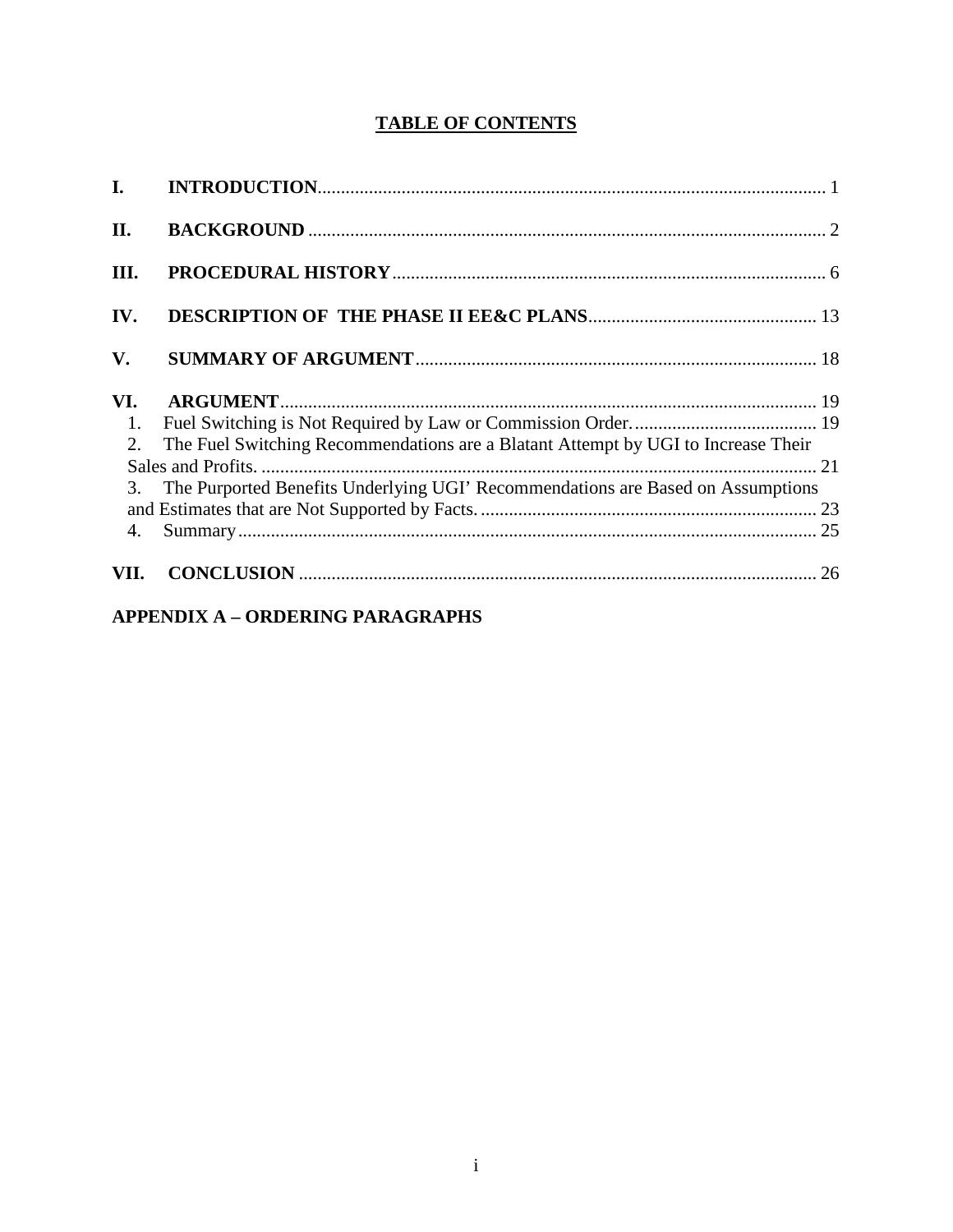## TABLE OF CONTENTS

| | | |
|---|---|---|
| **I.** | **INTRODUCTION** | 1 |
| **II.** | **BACKGROUND** | 2 |
| **III.** | **PROCEDURAL HISTORY** | 6 |
| **IV.** | **DESCRIPTION OF THE PHASE II EE&C PLANS** | 13 |
| **V.** | **SUMMARY OF ARGUMENT** | 18 |
| **VI.** | **ARGUMENT** | 19 |
| 1. | Fuel Switching is Not Required by Law or Commission Order. | 19 |
| 2. | The Fuel Switching Recommendations are a Blatant Attempt by UGI to Increase Their Sales and Profits. | 21 |
| 3. | The Purported Benefits Underlying UGI' Recommendations are Based on Assumptions and Estimates that are Not Supported by Facts. | 23 |
| 4. | Summary | 25 |
| **VII.** | **CONCLUSION** | 26 |

**APPENDIX A – ORDERING PARAGRAPHS**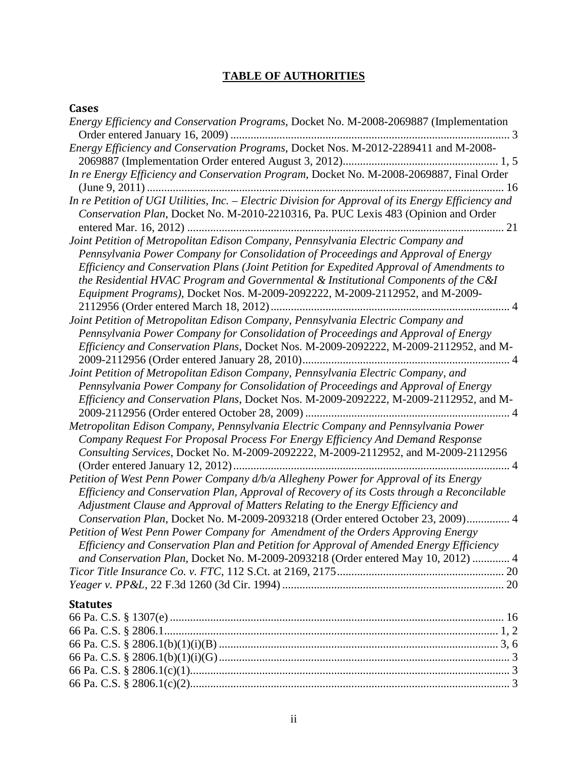# TABLE OF AUTHORITIES

## Cases

*Energy Efficiency and Conservation Programs*, Docket No. M-2008-2069887 (Implementation Order entered January 16, 2009) ..... 3

*Energy Efficiency and Conservation Programs*, Docket Nos. M-2012-2289411 and M-2008-2069887 (Implementation Order entered August 3, 2012)..... 1, 5

*In re Energy Efficiency and Conservation Program*, Docket No. M-2008-2069887, Final Order (June 9, 2011) ..... 16

*In re Petition of UGI Utilities, Inc. – Electric Division for Approval of its Energy Efficiency and Conservation Plan*, Docket No. M-2010-2210316, Pa. PUC Lexis 483 (Opinion and Order entered Mar. 16, 2012) ..... 21

*Joint Petition of Metropolitan Edison Company, Pennsylvania Electric Company and Pennsylvania Power Company for Consolidation of Proceedings and Approval of Energy Efficiency and Conservation Plans (Joint Petition for Expedited Approval of Amendments to the Residential HVAC Program and Governmental & Institutional Components of the C&I Equipment Programs)*, Docket Nos. M-2009-2092222, M-2009-2112952, and M-2009-2112956 (Order entered March 18, 2012) ..... 4

*Joint Petition of Metropolitan Edison Company, Pennsylvania Electric Company and Pennsylvania Power Company for Consolidation of Proceedings and Approval of Energy Efficiency and Conservation Plans*, Docket Nos. M-2009-2092222, M-2009-2112952, and M-2009-2112956 (Order entered January 28, 2010)..... 4

*Joint Petition of Metropolitan Edison Company, Pennsylvania Electric Company, and Pennsylvania Power Company for Consolidation of Proceedings and Approval of Energy Efficiency and Conservation Plans*, Docket Nos. M-2009-2092222, M-2009-2112952, and M-2009-2112956 (Order entered October 28, 2009) ..... 4

*Metropolitan Edison Company, Pennsylvania Electric Company and Pennsylvania Power Company Request For Proposal Process For Energy Efficiency And Demand Response Consulting Services*, Docket No. M-2009-2092222, M-2009-2112952, and M-2009-2112956 (Order entered January 12, 2012)..... 4

*Petition of West Penn Power Company d/b/a Allegheny Power for Approval of its Energy Efficiency and Conservation Plan, Approval of Recovery of its Costs through a Reconcilable Adjustment Clause and Approval of Matters Relating to the Energy Efficiency and Conservation Plan*, Docket No. M-2009-2093218 (Order entered October 23, 2009)..... 4

*Petition of West Penn Power Company for Amendment of the Orders Approving Energy Efficiency and Conservation Plan and Petition for Approval of Amended Energy Efficiency and Conservation Plan*, Docket No. M-2009-2093218 (Order entered May 10, 2012) ..... 4

*Ticor Title Insurance Co. v. FTC*, 112 S.Ct. at 2169, 2175..... 20

*Yeager v. PP&L*, 22 F.3d 1260 (3d Cir. 1994) ..... 20

## Statutes

66 Pa. C.S. § 1307(e) ..... 16

66 Pa. C.S. § 2806.1..... 1, 2

66 Pa. C.S. § 2806.1(b)(1)(i)(B) ..... 3, 6

66 Pa. C.S. § 2806.1(b)(1)(i)(G) ..... 3

66 Pa. C.S. § 2806.1(c)(1)..... 3

66 Pa. C.S. § 2806.1(c)(2)..... 3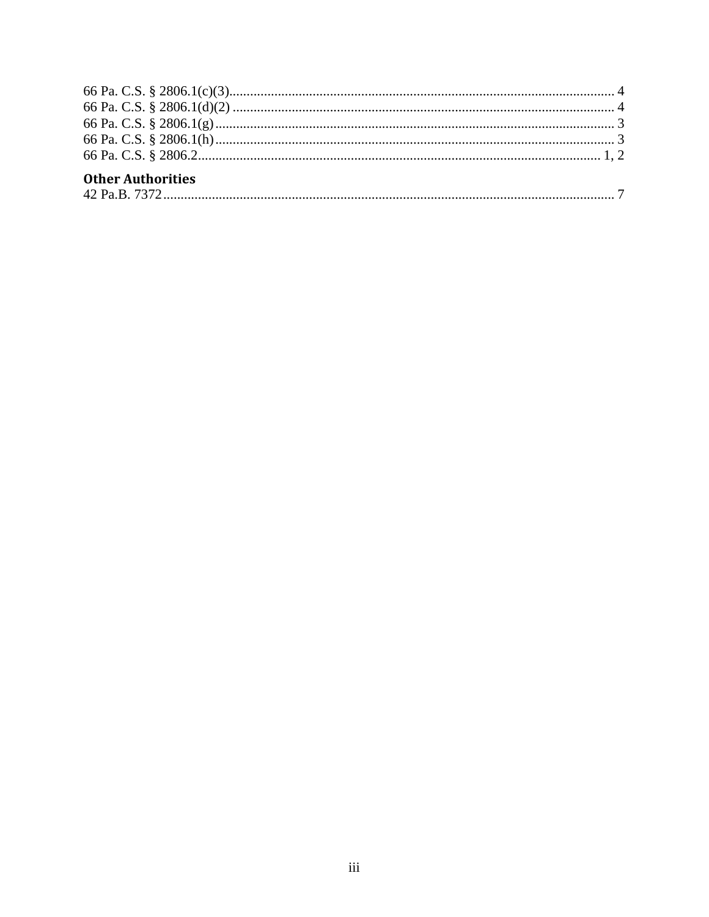66 Pa. C.S. § 2806.1(c)(3)........................................................................................................... 4
66 Pa. C.S. § 2806.1(d)(2) .......................................................................................................... 4
66 Pa. C.S. § 2806.1(g)................................................................................................................ 3
66 Pa. C.S. § 2806.1(h)................................................................................................................ 3
66 Pa. C.S. § 2806.2.............................................................................................................. 1, 2

### Other Authorities

42 Pa.B. 7372............................................................................................................................... 7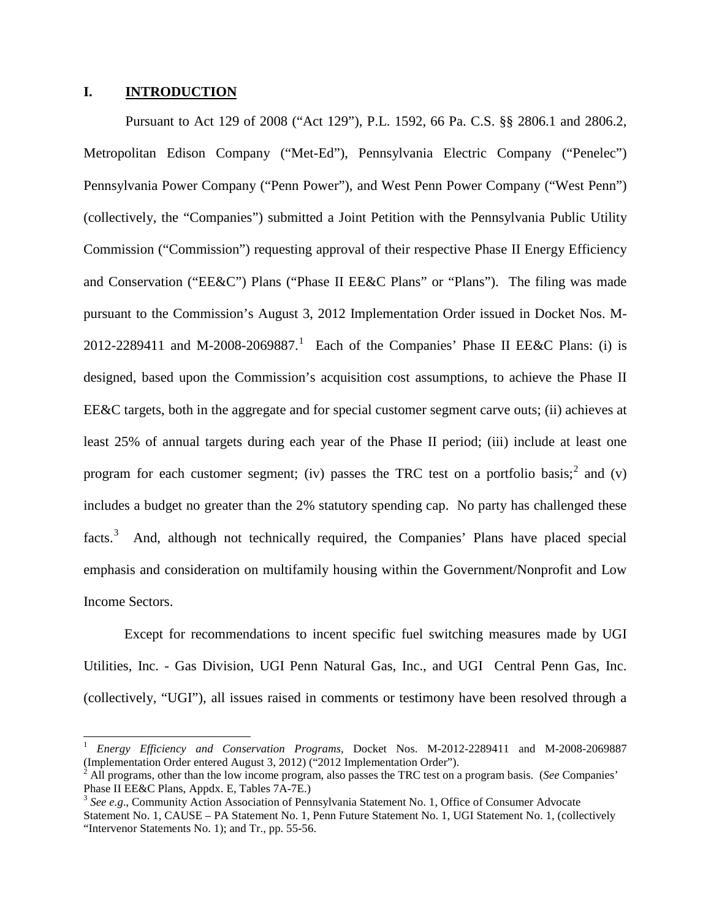# I. INTRODUCTION

Pursuant to Act 129 of 2008 ("Act 129"), P.L. 1592, 66 Pa. C.S. §§ 2806.1 and 2806.2, Metropolitan Edison Company ("Met-Ed"), Pennsylvania Electric Company ("Penelec") Pennsylvania Power Company ("Penn Power"), and West Penn Power Company ("West Penn") (collectively, the "Companies") submitted a Joint Petition with the Pennsylvania Public Utility Commission ("Commission") requesting approval of their respective Phase II Energy Efficiency and Conservation ("EE&C") Plans ("Phase II EE&C Plans" or "Plans"). The filing was made pursuant to the Commission's August 3, 2012 Implementation Order issued in Docket Nos. M-2012-2289411 and M-2008-2069887.[1] Each of the Companies' Phase II EE&C Plans: (i) is designed, based upon the Commission's acquisition cost assumptions, to achieve the Phase II EE&C targets, both in the aggregate and for special customer segment carve outs; (ii) achieves at least 25% of annual targets during each year of the Phase II period; (iii) include at least one program for each customer segment; (iv) passes the TRC test on a portfolio basis;[2] and (v) includes a budget no greater than the 2% statutory spending cap. No party has challenged these facts.[3] And, although not technically required, the Companies' Plans have placed special emphasis and consideration on multifamily housing within the Government/Nonprofit and Low Income Sectors.

Except for recommendations to incent specific fuel switching measures made by UGI Utilities, Inc. - Gas Division, UGI Penn Natural Gas, Inc., and UGI Central Penn Gas, Inc. (collectively, "UGI"), all issues raised in comments or testimony have been resolved through a

---

[1] *Energy Efficiency and Conservation Programs*, Docket Nos. M-2012-2289411 and M-2008-2069887 (Implementation Order entered August 3, 2012) ("2012 Implementation Order").

[2] All programs, other than the low income program, also passes the TRC test on a program basis. (*See* Companies' Phase II EE&C Plans, Appdx. E, Tables 7A-7E.)

[3] *See e.g*., Community Action Association of Pennsylvania Statement No. 1, Office of Consumer Advocate Statement No. 1, CAUSE – PA Statement No. 1, Penn Future Statement No. 1, UGI Statement No. 1, (collectively "Intervenor Statements No. 1); and Tr., pp. 55-56.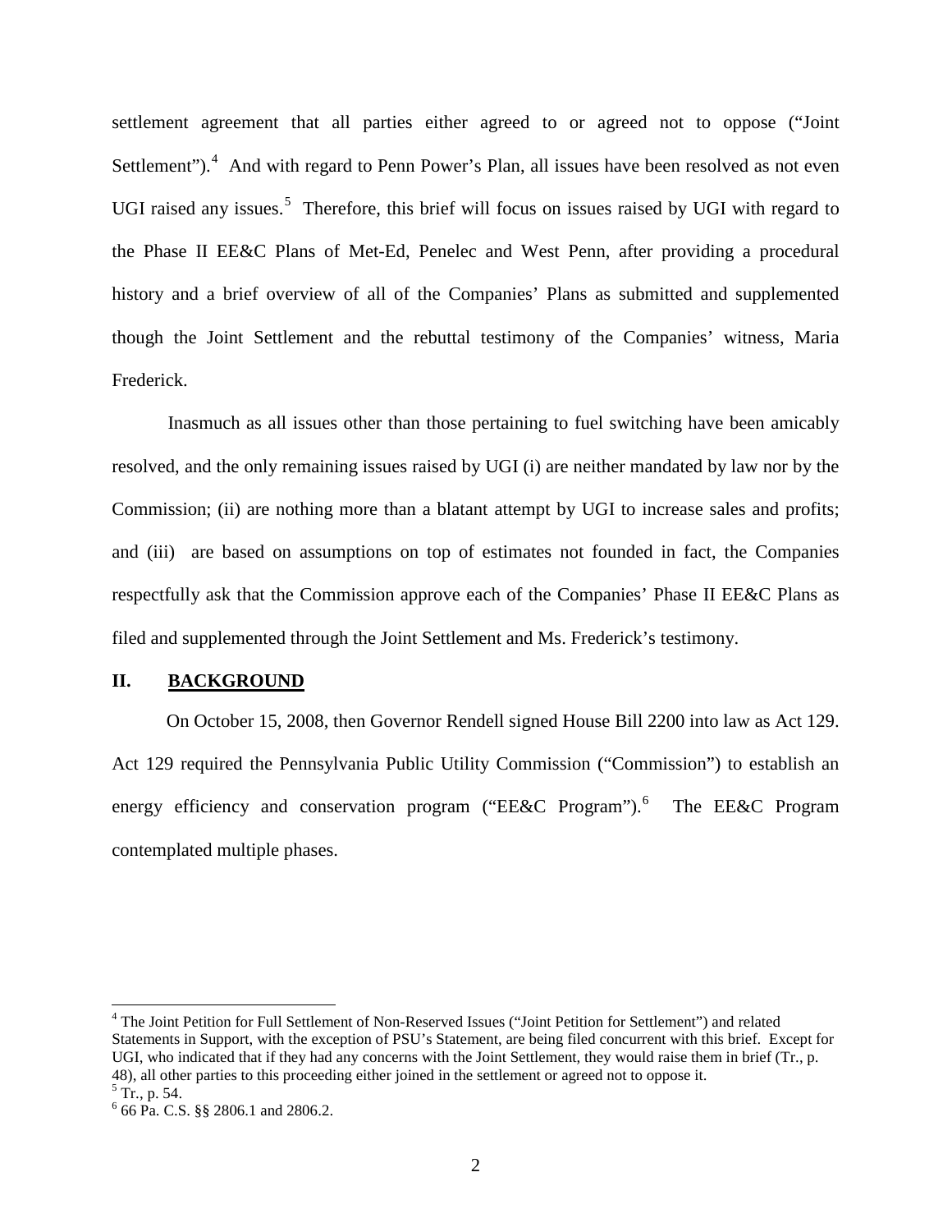settlement agreement that all parties either agreed to or agreed not to oppose ("Joint Settlement").[4] And with regard to Penn Power's Plan, all issues have been resolved as not even UGI raised any issues.[5] Therefore, this brief will focus on issues raised by UGI with regard to the Phase II EE&C Plans of Met-Ed, Penelec and West Penn, after providing a procedural history and a brief overview of all of the Companies' Plans as submitted and supplemented though the Joint Settlement and the rebuttal testimony of the Companies' witness, Maria Frederick.

Inasmuch as all issues other than those pertaining to fuel switching have been amicably resolved, and the only remaining issues raised by UGI (i) are neither mandated by law nor by the Commission; (ii) are nothing more than a blatant attempt by UGI to increase sales and profits; and (iii) are based on assumptions on top of estimates not founded in fact, the Companies respectfully ask that the Commission approve each of the Companies' Phase II EE&C Plans as filed and supplemented through the Joint Settlement and Ms. Frederick's testimony.

## II. BACKGROUND

On October 15, 2008, then Governor Rendell signed House Bill 2200 into law as Act 129. Act 129 required the Pennsylvania Public Utility Commission ("Commission") to establish an energy efficiency and conservation program ("EE&C Program").[6] The EE&C Program contemplated multiple phases.

---

[4] The Joint Petition for Full Settlement of Non-Reserved Issues ("Joint Petition for Settlement") and related Statements in Support, with the exception of PSU's Statement, are being filed concurrent with this brief. Except for UGI, who indicated that if they had any concerns with the Joint Settlement, they would raise them in brief (Tr., p. 48), all other parties to this proceeding either joined in the settlement or agreed not to oppose it.

[5] Tr., p. 54.

[6] 66 Pa. C.S. §§ 2806.1 and 2806.2.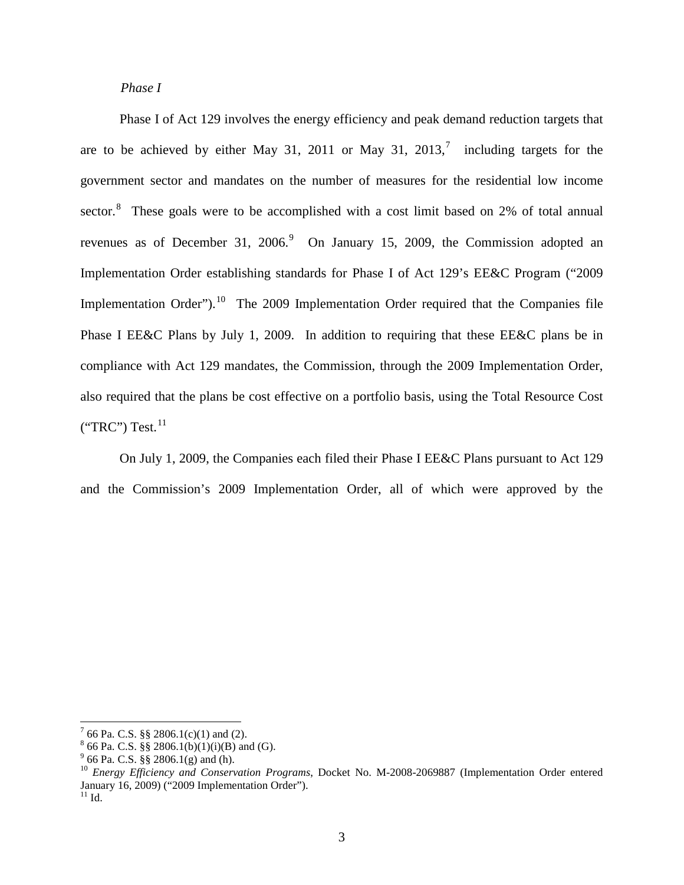*Phase I*

Phase I of Act 129 involves the energy efficiency and peak demand reduction targets that are to be achieved by either May 31, 2011 or May 31, 2013,[7] including targets for the government sector and mandates on the number of measures for the residential low income sector.[8] These goals were to be accomplished with a cost limit based on 2% of total annual revenues as of December 31, 2006.[9] On January 15, 2009, the Commission adopted an Implementation Order establishing standards for Phase I of Act 129's EE&C Program ("2009 Implementation Order").[10] The 2009 Implementation Order required that the Companies file Phase I EE&C Plans by July 1, 2009. In addition to requiring that these EE&C plans be in compliance with Act 129 mandates, the Commission, through the 2009 Implementation Order, also required that the plans be cost effective on a portfolio basis, using the Total Resource Cost ("TRC") Test.[11]

On July 1, 2009, the Companies each filed their Phase I EE&C Plans pursuant to Act 129 and the Commission's 2009 Implementation Order, all of which were approved by the

---

[7] 66 Pa. C.S. §§ 2806.1(c)(1) and (2).

[8] 66 Pa. C.S. §§ 2806.1(b)(1)(i)(B) and (G).

[9] 66 Pa. C.S. §§ 2806.1(g) and (h).

[10] *Energy Efficiency and Conservation Programs*, Docket No. M-2008-2069887 (Implementation Order entered January 16, 2009) ("2009 Implementation Order").

[11] Id.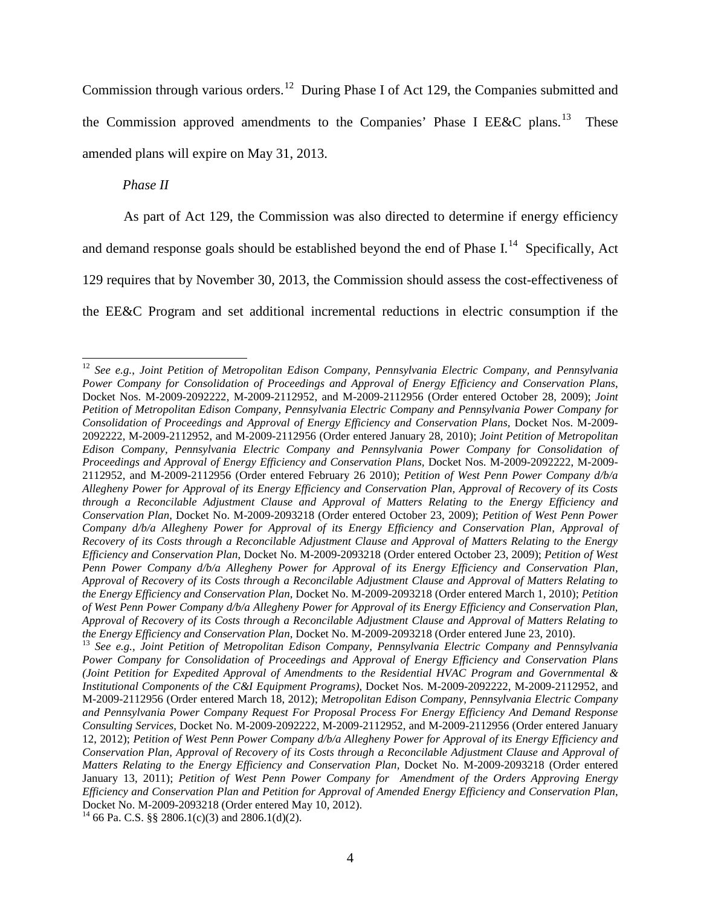Commission through various orders.[12] During Phase I of Act 129, the Companies submitted and the Commission approved amendments to the Companies' Phase I EE&C plans.[13] These amended plans will expire on May 31, 2013.

*Phase II*

As part of Act 129, the Commission was also directed to determine if energy efficiency and demand response goals should be established beyond the end of Phase I.[14] Specifically, Act 129 requires that by November 30, 2013, the Commission should assess the cost-effectiveness of the EE&C Program and set additional incremental reductions in electric consumption if the

---

[12] *See e.g.*, *Joint Petition of Metropolitan Edison Company, Pennsylvania Electric Company, and Pennsylvania Power Company for Consolidation of Proceedings and Approval of Energy Efficiency and Conservation Plans*, Docket Nos. M-2009-2092222, M-2009-2112952, and M-2009-2112956 (Order entered October 28, 2009); *Joint Petition of Metropolitan Edison Company, Pennsylvania Electric Company and Pennsylvania Power Company for Consolidation of Proceedings and Approval of Energy Efficiency and Conservation Plans*, Docket Nos. M-2009-2092222, M-2009-2112952, and M-2009-2112956 (Order entered January 28, 2010); *Joint Petition of Metropolitan Edison Company, Pennsylvania Electric Company and Pennsylvania Power Company for Consolidation of Proceedings and Approval of Energy Efficiency and Conservation Plans*, Docket Nos. M-2009-2092222, M-2009-2112952, and M-2009-2112956 (Order entered February 26 2010); *Petition of West Penn Power Company d/b/a Allegheny Power for Approval of its Energy Efficiency and Conservation Plan, Approval of Recovery of its Costs through a Reconcilable Adjustment Clause and Approval of Matters Relating to the Energy Efficiency and Conservation Plan*, Docket No. M-2009-2093218 (Order entered October 23, 2009); *Petition of West Penn Power Company d/b/a Allegheny Power for Approval of its Energy Efficiency and Conservation Plan, Approval of Recovery of its Costs through a Reconcilable Adjustment Clause and Approval of Matters Relating to the Energy Efficiency and Conservation Plan*, Docket No. M-2009-2093218 (Order entered October 23, 2009); *Petition of West Penn Power Company d/b/a Allegheny Power for Approval of its Energy Efficiency and Conservation Plan, Approval of Recovery of its Costs through a Reconcilable Adjustment Clause and Approval of Matters Relating to the Energy Efficiency and Conservation Plan*, Docket No. M-2009-2093218 (Order entered March 1, 2010); *Petition of West Penn Power Company d/b/a Allegheny Power for Approval of its Energy Efficiency and Conservation Plan, Approval of Recovery of its Costs through a Reconcilable Adjustment Clause and Approval of Matters Relating to the Energy Efficiency and Conservation Plan*, Docket No. M-2009-2093218 (Order entered June 23, 2010).

[13] *See e.g.*, *Joint Petition of Metropolitan Edison Company, Pennsylvania Electric Company and Pennsylvania Power Company for Consolidation of Proceedings and Approval of Energy Efficiency and Conservation Plans (Joint Petition for Expedited Approval of Amendments to the Residential HVAC Program and Governmental & Institutional Components of the C&I Equipment Programs)*, Docket Nos. M-2009-2092222, M-2009-2112952, and M-2009-2112956 (Order entered March 18, 2012); *Metropolitan Edison Company, Pennsylvania Electric Company and Pennsylvania Power Company Request For Proposal Process For Energy Efficiency And Demand Response Consulting Services*, Docket No. M-2009-2092222, M-2009-2112952, and M-2009-2112956 (Order entered January 12, 2012); *Petition of West Penn Power Company d/b/a Allegheny Power for Approval of its Energy Efficiency and Conservation Plan, Approval of Recovery of its Costs through a Reconcilable Adjustment Clause and Approval of Matters Relating to the Energy Efficiency and Conservation Plan*, Docket No. M-2009-2093218 (Order entered January 13, 2011); *Petition of West Penn Power Company for Amendment of the Orders Approving Energy Efficiency and Conservation Plan and Petition for Approval of Amended Energy Efficiency and Conservation Plan*, Docket No. M-2009-2093218 (Order entered May 10, 2012).

[14] 66 Pa. C.S. §§ 2806.1(c)(3) and 2806.1(d)(2).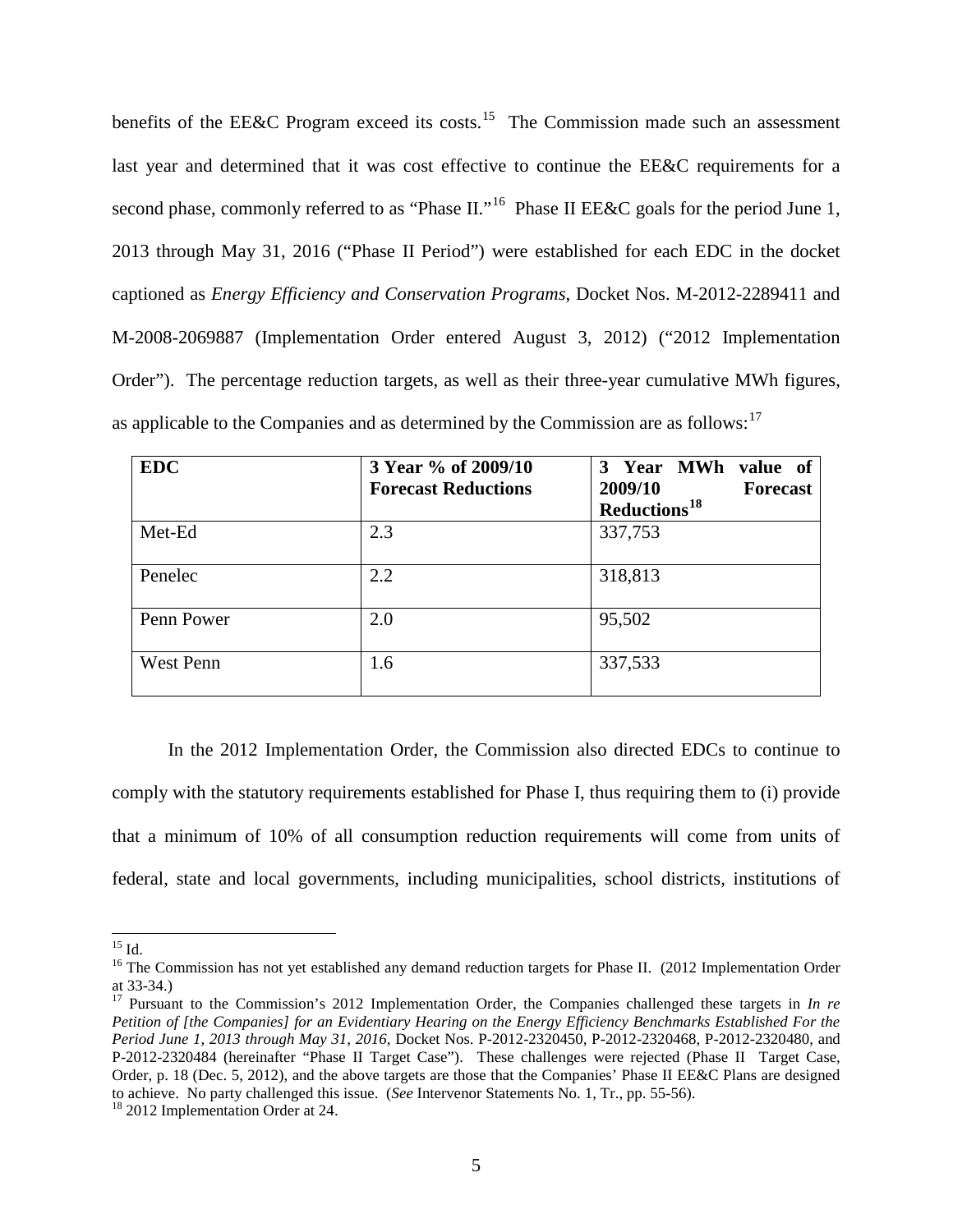benefits of the EE&C Program exceed its costs.[15] The Commission made such an assessment last year and determined that it was cost effective to continue the EE&C requirements for a second phase, commonly referred to as "Phase II."[16] Phase II EE&C goals for the period June 1, 2013 through May 31, 2016 ("Phase II Period") were established for each EDC in the docket captioned as *Energy Efficiency and Conservation Programs*, Docket Nos. M-2012-2289411 and M-2008-2069887 (Implementation Order entered August 3, 2012) ("2012 Implementation Order"). The percentage reduction targets, as well as their three-year cumulative MWh figures, as applicable to the Companies and as determined by the Commission are as follows:[17]

| **EDC** | **3 Year % of 2009/10 Forecast Reductions** | **3 Year MWh value of 2009/10 Forecast Reductions[18]** |
|---|---|---|
| Met-Ed | 2.3 | 337,753 |
| Penelec | 2.2 | 318,813 |
| Penn Power | 2.0 | 95,502 |
| West Penn | 1.6 | 337,533 |

In the 2012 Implementation Order, the Commission also directed EDCs to continue to comply with the statutory requirements established for Phase I, thus requiring them to (i) provide that a minimum of 10% of all consumption reduction requirements will come from units of federal, state and local governments, including municipalities, school districts, institutions of

---

[15] Id.

[16] The Commission has not yet established any demand reduction targets for Phase II. (2012 Implementation Order at 33-34.)

[17] Pursuant to the Commission's 2012 Implementation Order, the Companies challenged these targets in *In re Petition of [the Companies] for an Evidentiary Hearing on the Energy Efficiency Benchmarks Established For the Period June 1, 2013 through May 31, 2016*, Docket Nos. P-2012-2320450, P-2012-2320468, P-2012-2320480, and P-2012-2320484 (hereinafter "Phase II Target Case"). These challenges were rejected (Phase II Target Case, Order, p. 18 (Dec. 5, 2012), and the above targets are those that the Companies' Phase II EE&C Plans are designed to achieve. No party challenged this issue. (*See* Intervenor Statements No. 1, Tr., pp. 55-56).

[18] 2012 Implementation Order at 24.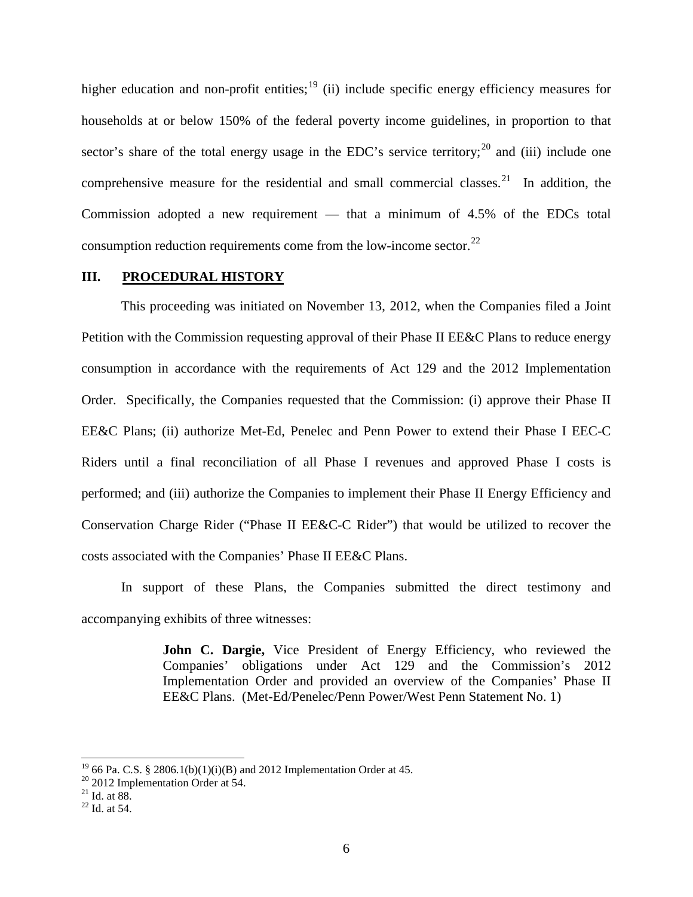higher education and non-profit entities;[19] (ii) include specific energy efficiency measures for households at or below 150% of the federal poverty income guidelines, in proportion to that sector's share of the total energy usage in the EDC's service territory;[20] and (iii) include one comprehensive measure for the residential and small commercial classes.[21] In addition, the Commission adopted a new requirement — that a minimum of 4.5% of the EDCs total consumption reduction requirements come from the low-income sector.[22]

## III. PROCEDURAL HISTORY

This proceeding was initiated on November 13, 2012, when the Companies filed a Joint Petition with the Commission requesting approval of their Phase II EE&C Plans to reduce energy consumption in accordance with the requirements of Act 129 and the 2012 Implementation Order. Specifically, the Companies requested that the Commission: (i) approve their Phase II EE&C Plans; (ii) authorize Met-Ed, Penelec and Penn Power to extend their Phase I EEC-C Riders until a final reconciliation of all Phase I revenues and approved Phase I costs is performed; and (iii) authorize the Companies to implement their Phase II Energy Efficiency and Conservation Charge Rider ("Phase II EE&C-C Rider") that would be utilized to recover the costs associated with the Companies' Phase II EE&C Plans.

In support of these Plans, the Companies submitted the direct testimony and accompanying exhibits of three witnesses:

> **John C. Dargie,** Vice President of Energy Efficiency, who reviewed the Companies' obligations under Act 129 and the Commission's 2012 Implementation Order and provided an overview of the Companies' Phase II EE&C Plans. (Met-Ed/Penelec/Penn Power/West Penn Statement No. 1)

---

[19] 66 Pa. C.S. § 2806.1(b)(1)(i)(B) and 2012 Implementation Order at 45.

[20] 2012 Implementation Order at 54.

[21] Id. at 88.

[22] Id. at 54.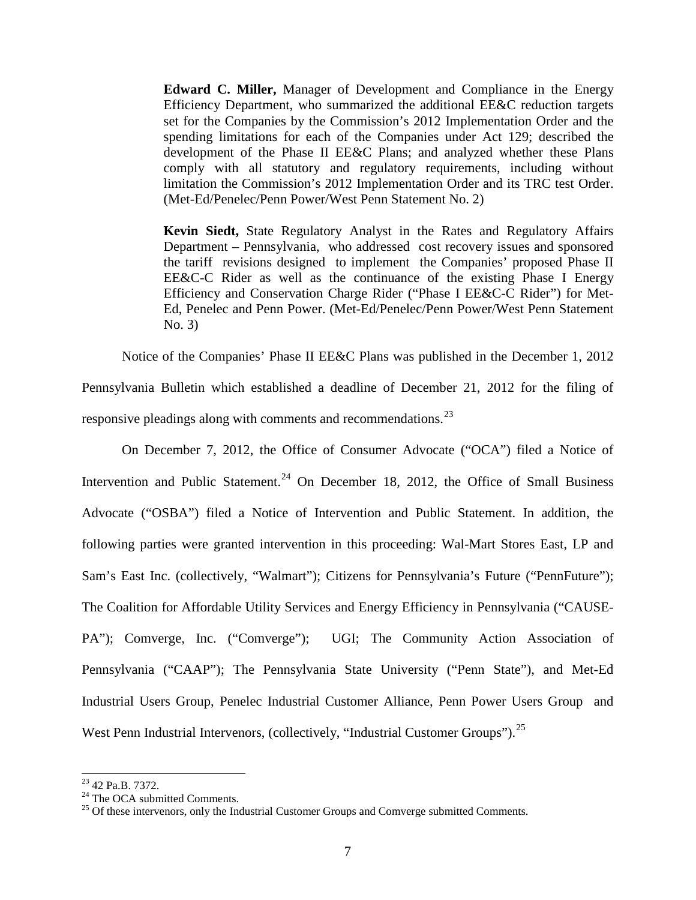**Edward C. Miller,** Manager of Development and Compliance in the Energy Efficiency Department, who summarized the additional EE&C reduction targets set for the Companies by the Commission's 2012 Implementation Order and the spending limitations for each of the Companies under Act 129; described the development of the Phase II EE&C Plans; and analyzed whether these Plans comply with all statutory and regulatory requirements, including without limitation the Commission's 2012 Implementation Order and its TRC test Order. (Met-Ed/Penelec/Penn Power/West Penn Statement No. 2)

**Kevin Siedt,** State Regulatory Analyst in the Rates and Regulatory Affairs Department – Pennsylvania, who addressed cost recovery issues and sponsored the tariff revisions designed to implement the Companies' proposed Phase II EE&C-C Rider as well as the continuance of the existing Phase I Energy Efficiency and Conservation Charge Rider ("Phase I EE&C-C Rider") for Met-Ed, Penelec and Penn Power. (Met-Ed/Penelec/Penn Power/West Penn Statement No. 3)

Notice of the Companies' Phase II EE&C Plans was published in the December 1, 2012 Pennsylvania Bulletin which established a deadline of December 21, 2012 for the filing of responsive pleadings along with comments and recommendations.[23]

On December 7, 2012, the Office of Consumer Advocate ("OCA") filed a Notice of Intervention and Public Statement.[24] On December 18, 2012, the Office of Small Business Advocate ("OSBA") filed a Notice of Intervention and Public Statement. In addition, the following parties were granted intervention in this proceeding: Wal-Mart Stores East, LP and Sam's East Inc. (collectively, "Walmart"); Citizens for Pennsylvania's Future ("PennFuture"); The Coalition for Affordable Utility Services and Energy Efficiency in Pennsylvania ("CAUSE-PA"); Comverge, Inc. ("Comverge"); UGI; The Community Action Association of Pennsylvania ("CAAP"); The Pennsylvania State University ("Penn State"), and Met-Ed Industrial Users Group, Penelec Industrial Customer Alliance, Penn Power Users Group and West Penn Industrial Intervenors, (collectively, "Industrial Customer Groups").[25]

---

[23] 42 Pa.B. 7372.

[24] The OCA submitted Comments.

[25] Of these intervenors, only the Industrial Customer Groups and Comverge submitted Comments.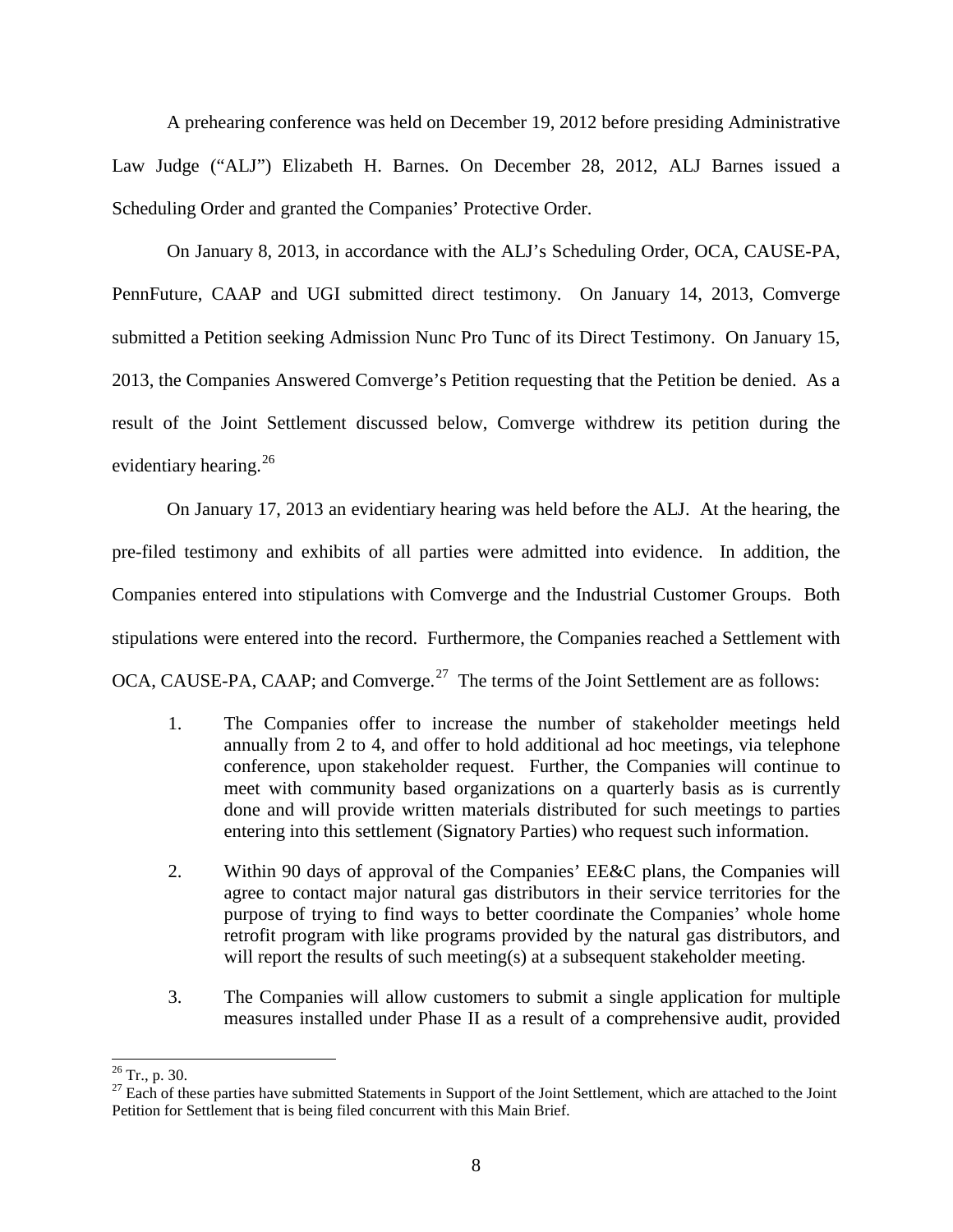A prehearing conference was held on December 19, 2012 before presiding Administrative Law Judge ("ALJ") Elizabeth H. Barnes. On December 28, 2012, ALJ Barnes issued a Scheduling Order and granted the Companies' Protective Order.

On January 8, 2013, in accordance with the ALJ's Scheduling Order, OCA, CAUSE-PA, PennFuture, CAAP and UGI submitted direct testimony. On January 14, 2013, Comverge submitted a Petition seeking Admission Nunc Pro Tunc of its Direct Testimony. On January 15, 2013, the Companies Answered Comverge's Petition requesting that the Petition be denied. As a result of the Joint Settlement discussed below, Comverge withdrew its petition during the evidentiary hearing.[26]

On January 17, 2013 an evidentiary hearing was held before the ALJ. At the hearing, the pre-filed testimony and exhibits of all parties were admitted into evidence. In addition, the Companies entered into stipulations with Comverge and the Industrial Customer Groups. Both stipulations were entered into the record. Furthermore, the Companies reached a Settlement with OCA, CAUSE-PA, CAAP; and Comverge.[27] The terms of the Joint Settlement are as follows:

1. The Companies offer to increase the number of stakeholder meetings held annually from 2 to 4, and offer to hold additional ad hoc meetings, via telephone conference, upon stakeholder request. Further, the Companies will continue to meet with community based organizations on a quarterly basis as is currently done and will provide written materials distributed for such meetings to parties entering into this settlement (Signatory Parties) who request such information.

2. Within 90 days of approval of the Companies' EE&C plans, the Companies will agree to contact major natural gas distributors in their service territories for the purpose of trying to find ways to better coordinate the Companies' whole home retrofit program with like programs provided by the natural gas distributors, and will report the results of such meeting(s) at a subsequent stakeholder meeting.

3. The Companies will allow customers to submit a single application for multiple measures installed under Phase II as a result of a comprehensive audit, provided

[26] Tr., p. 30.

[27] Each of these parties have submitted Statements in Support of the Joint Settlement, which are attached to the Joint Petition for Settlement that is being filed concurrent with this Main Brief.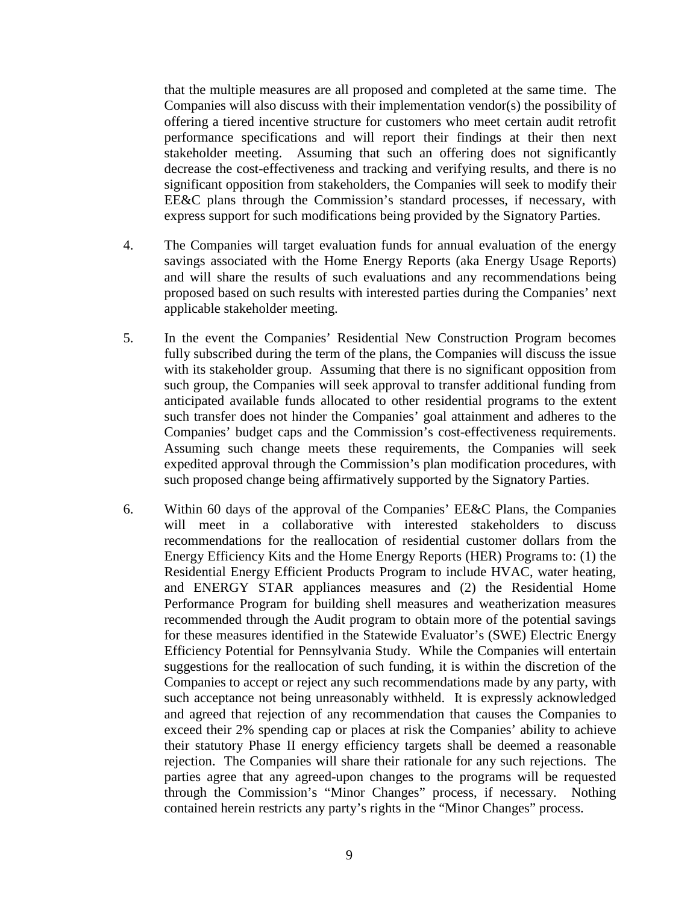that the multiple measures are all proposed and completed at the same time. The Companies will also discuss with their implementation vendor(s) the possibility of offering a tiered incentive structure for customers who meet certain audit retrofit performance specifications and will report their findings at their then next stakeholder meeting. Assuming that such an offering does not significantly decrease the cost-effectiveness and tracking and verifying results, and there is no significant opposition from stakeholders, the Companies will seek to modify their EE&C plans through the Commission's standard processes, if necessary, with express support for such modifications being provided by the Signatory Parties.

4. The Companies will target evaluation funds for annual evaluation of the energy savings associated with the Home Energy Reports (aka Energy Usage Reports) and will share the results of such evaluations and any recommendations being proposed based on such results with interested parties during the Companies' next applicable stakeholder meeting.

5. In the event the Companies' Residential New Construction Program becomes fully subscribed during the term of the plans, the Companies will discuss the issue with its stakeholder group. Assuming that there is no significant opposition from such group, the Companies will seek approval to transfer additional funding from anticipated available funds allocated to other residential programs to the extent such transfer does not hinder the Companies' goal attainment and adheres to the Companies' budget caps and the Commission's cost-effectiveness requirements. Assuming such change meets these requirements, the Companies will seek expedited approval through the Commission's plan modification procedures, with such proposed change being affirmatively supported by the Signatory Parties.

6. Within 60 days of the approval of the Companies' EE&C Plans, the Companies will meet in a collaborative with interested stakeholders to discuss recommendations for the reallocation of residential customer dollars from the Energy Efficiency Kits and the Home Energy Reports (HER) Programs to: (1) the Residential Energy Efficient Products Program to include HVAC, water heating, and ENERGY STAR appliances measures and (2) the Residential Home Performance Program for building shell measures and weatherization measures recommended through the Audit program to obtain more of the potential savings for these measures identified in the Statewide Evaluator's (SWE) Electric Energy Efficiency Potential for Pennsylvania Study. While the Companies will entertain suggestions for the reallocation of such funding, it is within the discretion of the Companies to accept or reject any such recommendations made by any party, with such acceptance not being unreasonably withheld. It is expressly acknowledged and agreed that rejection of any recommendation that causes the Companies to exceed their 2% spending cap or places at risk the Companies' ability to achieve their statutory Phase II energy efficiency targets shall be deemed a reasonable rejection. The Companies will share their rationale for any such rejections. The parties agree that any agreed-upon changes to the programs will be requested through the Commission's "Minor Changes" process, if necessary. Nothing contained herein restricts any party's rights in the "Minor Changes" process.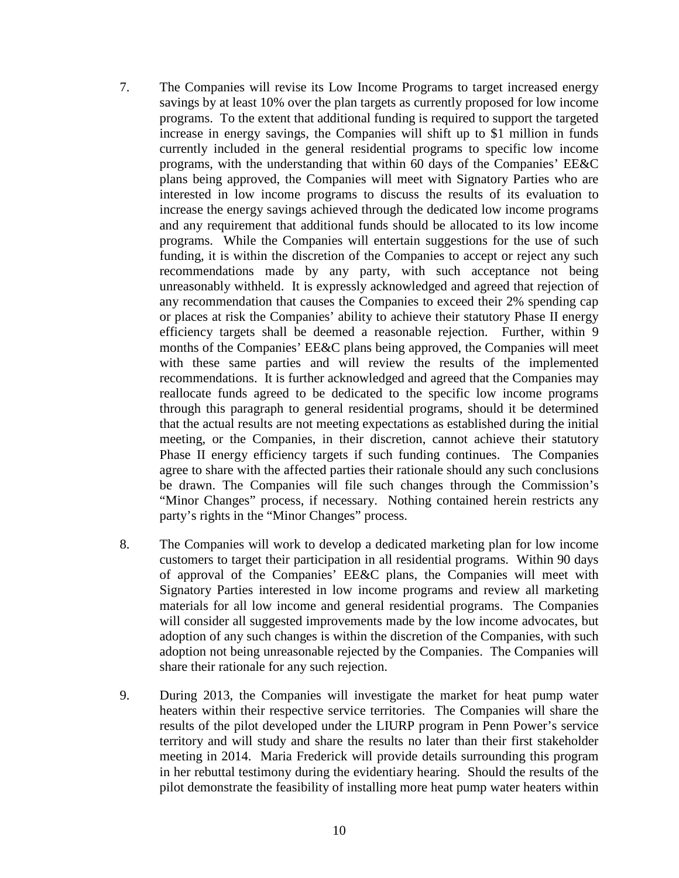7. The Companies will revise its Low Income Programs to target increased energy savings by at least 10% over the plan targets as currently proposed for low income programs. To the extent that additional funding is required to support the targeted increase in energy savings, the Companies will shift up to $1 million in funds currently included in the general residential programs to specific low income programs, with the understanding that within 60 days of the Companies' EE&C plans being approved, the Companies will meet with Signatory Parties who are interested in low income programs to discuss the results of its evaluation to increase the energy savings achieved through the dedicated low income programs and any requirement that additional funds should be allocated to its low income programs. While the Companies will entertain suggestions for the use of such funding, it is within the discretion of the Companies to accept or reject any such recommendations made by any party, with such acceptance not being unreasonably withheld. It is expressly acknowledged and agreed that rejection of any recommendation that causes the Companies to exceed their 2% spending cap or places at risk the Companies' ability to achieve their statutory Phase II energy efficiency targets shall be deemed a reasonable rejection. Further, within 9 months of the Companies' EE&C plans being approved, the Companies will meet with these same parties and will review the results of the implemented recommendations. It is further acknowledged and agreed that the Companies may reallocate funds agreed to be dedicated to the specific low income programs through this paragraph to general residential programs, should it be determined that the actual results are not meeting expectations as established during the initial meeting, or the Companies, in their discretion, cannot achieve their statutory Phase II energy efficiency targets if such funding continues. The Companies agree to share with the affected parties their rationale should any such conclusions be drawn. The Companies will file such changes through the Commission's "Minor Changes" process, if necessary. Nothing contained herein restricts any party's rights in the "Minor Changes" process.

8. The Companies will work to develop a dedicated marketing plan for low income customers to target their participation in all residential programs. Within 90 days of approval of the Companies' EE&C plans, the Companies will meet with Signatory Parties interested in low income programs and review all marketing materials for all low income and general residential programs. The Companies will consider all suggested improvements made by the low income advocates, but adoption of any such changes is within the discretion of the Companies, with such adoption not being unreasonable rejected by the Companies. The Companies will share their rationale for any such rejection.

9. During 2013, the Companies will investigate the market for heat pump water heaters within their respective service territories. The Companies will share the results of the pilot developed under the LIURP program in Penn Power's service territory and will study and share the results no later than their first stakeholder meeting in 2014. Maria Frederick will provide details surrounding this program in her rebuttal testimony during the evidentiary hearing. Should the results of the pilot demonstrate the feasibility of installing more heat pump water heaters within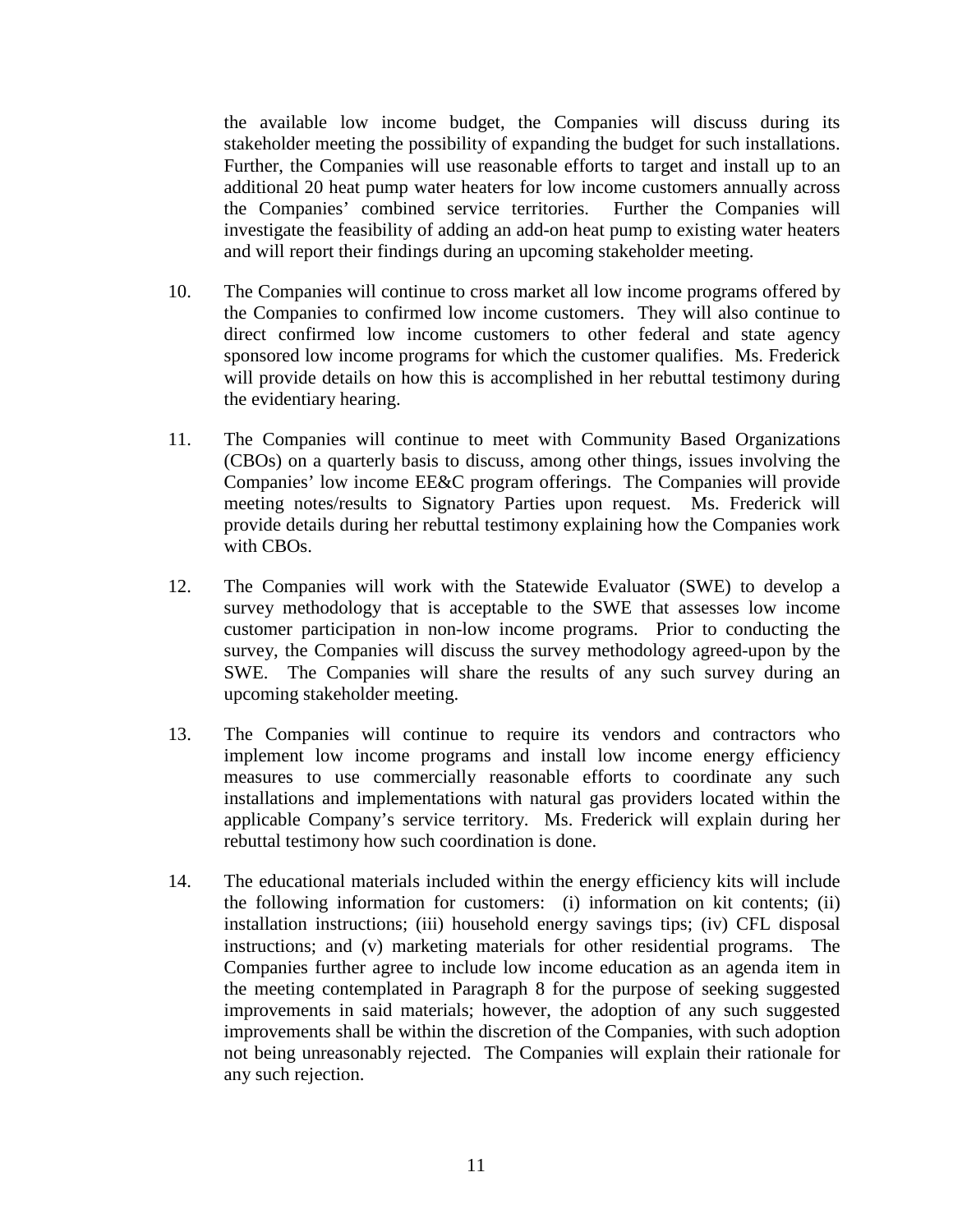the available low income budget, the Companies will discuss during its stakeholder meeting the possibility of expanding the budget for such installations. Further, the Companies will use reasonable efforts to target and install up to an additional 20 heat pump water heaters for low income customers annually across the Companies' combined service territories. Further the Companies will investigate the feasibility of adding an add-on heat pump to existing water heaters and will report their findings during an upcoming stakeholder meeting.

10. The Companies will continue to cross market all low income programs offered by the Companies to confirmed low income customers. They will also continue to direct confirmed low income customers to other federal and state agency sponsored low income programs for which the customer qualifies. Ms. Frederick will provide details on how this is accomplished in her rebuttal testimony during the evidentiary hearing.

11. The Companies will continue to meet with Community Based Organizations (CBOs) on a quarterly basis to discuss, among other things, issues involving the Companies' low income EE&C program offerings. The Companies will provide meeting notes/results to Signatory Parties upon request. Ms. Frederick will provide details during her rebuttal testimony explaining how the Companies work with CBOs.

12. The Companies will work with the Statewide Evaluator (SWE) to develop a survey methodology that is acceptable to the SWE that assesses low income customer participation in non-low income programs. Prior to conducting the survey, the Companies will discuss the survey methodology agreed-upon by the SWE. The Companies will share the results of any such survey during an upcoming stakeholder meeting.

13. The Companies will continue to require its vendors and contractors who implement low income programs and install low income energy efficiency measures to use commercially reasonable efforts to coordinate any such installations and implementations with natural gas providers located within the applicable Company's service territory. Ms. Frederick will explain during her rebuttal testimony how such coordination is done.

14. The educational materials included within the energy efficiency kits will include the following information for customers: (i) information on kit contents; (ii) installation instructions; (iii) household energy savings tips; (iv) CFL disposal instructions; and (v) marketing materials for other residential programs. The Companies further agree to include low income education as an agenda item in the meeting contemplated in Paragraph 8 for the purpose of seeking suggested improvements in said materials; however, the adoption of any such suggested improvements shall be within the discretion of the Companies, with such adoption not being unreasonably rejected. The Companies will explain their rationale for any such rejection.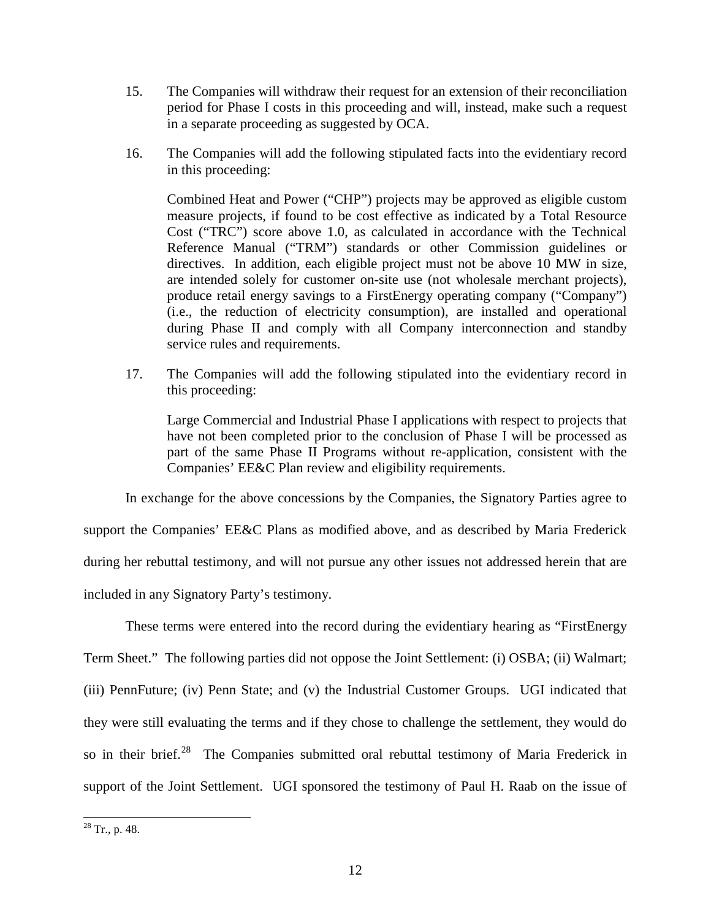15. The Companies will withdraw their request for an extension of their reconciliation period for Phase I costs in this proceeding and will, instead, make such a request in a separate proceeding as suggested by OCA.

16. The Companies will add the following stipulated facts into the evidentiary record in this proceeding:

    Combined Heat and Power ("CHP") projects may be approved as eligible custom measure projects, if found to be cost effective as indicated by a Total Resource Cost ("TRC") score above 1.0, as calculated in accordance with the Technical Reference Manual ("TRM") standards or other Commission guidelines or directives. In addition, each eligible project must not be above 10 MW in size, are intended solely for customer on-site use (not wholesale merchant projects), produce retail energy savings to a FirstEnergy operating company ("Company") (i.e., the reduction of electricity consumption), are installed and operational during Phase II and comply with all Company interconnection and standby service rules and requirements.

17. The Companies will add the following stipulated into the evidentiary record in this proceeding:

    Large Commercial and Industrial Phase I applications with respect to projects that have not been completed prior to the conclusion of Phase I will be processed as part of the same Phase II Programs without re-application, consistent with the Companies' EE&C Plan review and eligibility requirements.

In exchange for the above concessions by the Companies, the Signatory Parties agree to support the Companies' EE&C Plans as modified above, and as described by Maria Frederick during her rebuttal testimony, and will not pursue any other issues not addressed herein that are included in any Signatory Party's testimony.

These terms were entered into the record during the evidentiary hearing as "FirstEnergy Term Sheet." The following parties did not oppose the Joint Settlement: (i) OSBA; (ii) Walmart; (iii) PennFuture; (iv) Penn State; and (v) the Industrial Customer Groups. UGI indicated that they were still evaluating the terms and if they chose to challenge the settlement, they would do so in their brief.[28] The Companies submitted oral rebuttal testimony of Maria Frederick in support of the Joint Settlement. UGI sponsored the testimony of Paul H. Raab on the issue of

[28] Tr., p. 48.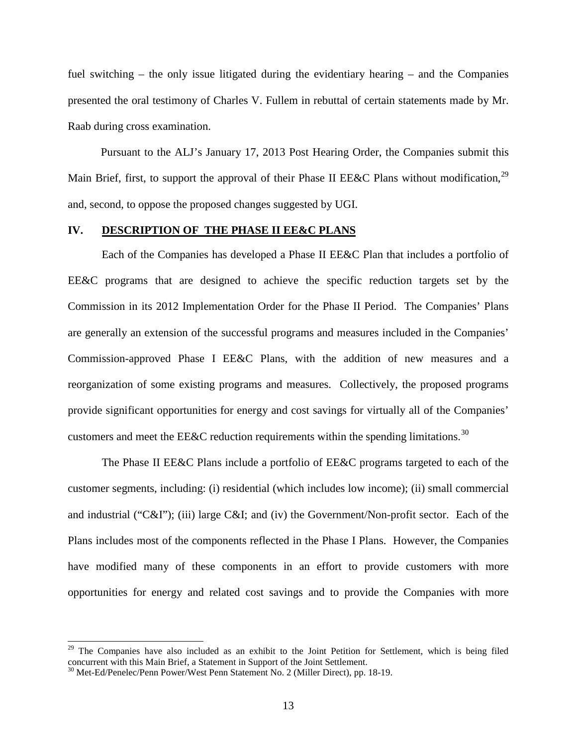fuel switching – the only issue litigated during the evidentiary hearing – and the Companies presented the oral testimony of Charles V. Fullem in rebuttal of certain statements made by Mr. Raab during cross examination.

Pursuant to the ALJ's January 17, 2013 Post Hearing Order, the Companies submit this Main Brief, first, to support the approval of their Phase II EE&C Plans without modification,[29] and, second, to oppose the proposed changes suggested by UGI.

## IV. DESCRIPTION OF THE PHASE II EE&C PLANS

Each of the Companies has developed a Phase II EE&C Plan that includes a portfolio of EE&C programs that are designed to achieve the specific reduction targets set by the Commission in its 2012 Implementation Order for the Phase II Period. The Companies' Plans are generally an extension of the successful programs and measures included in the Companies' Commission-approved Phase I EE&C Plans, with the addition of new measures and a reorganization of some existing programs and measures. Collectively, the proposed programs provide significant opportunities for energy and cost savings for virtually all of the Companies' customers and meet the EE&C reduction requirements within the spending limitations.[30]

The Phase II EE&C Plans include a portfolio of EE&C programs targeted to each of the customer segments, including: (i) residential (which includes low income); (ii) small commercial and industrial ("C&I"); (iii) large C&I; and (iv) the Government/Non-profit sector. Each of the Plans includes most of the components reflected in the Phase I Plans. However, the Companies have modified many of these components in an effort to provide customers with more opportunities for energy and related cost savings and to provide the Companies with more

[29] The Companies have also included as an exhibit to the Joint Petition for Settlement, which is being filed concurrent with this Main Brief, a Statement in Support of the Joint Settlement.

[30] Met-Ed/Penelec/Penn Power/West Penn Statement No. 2 (Miller Direct), pp. 18-19.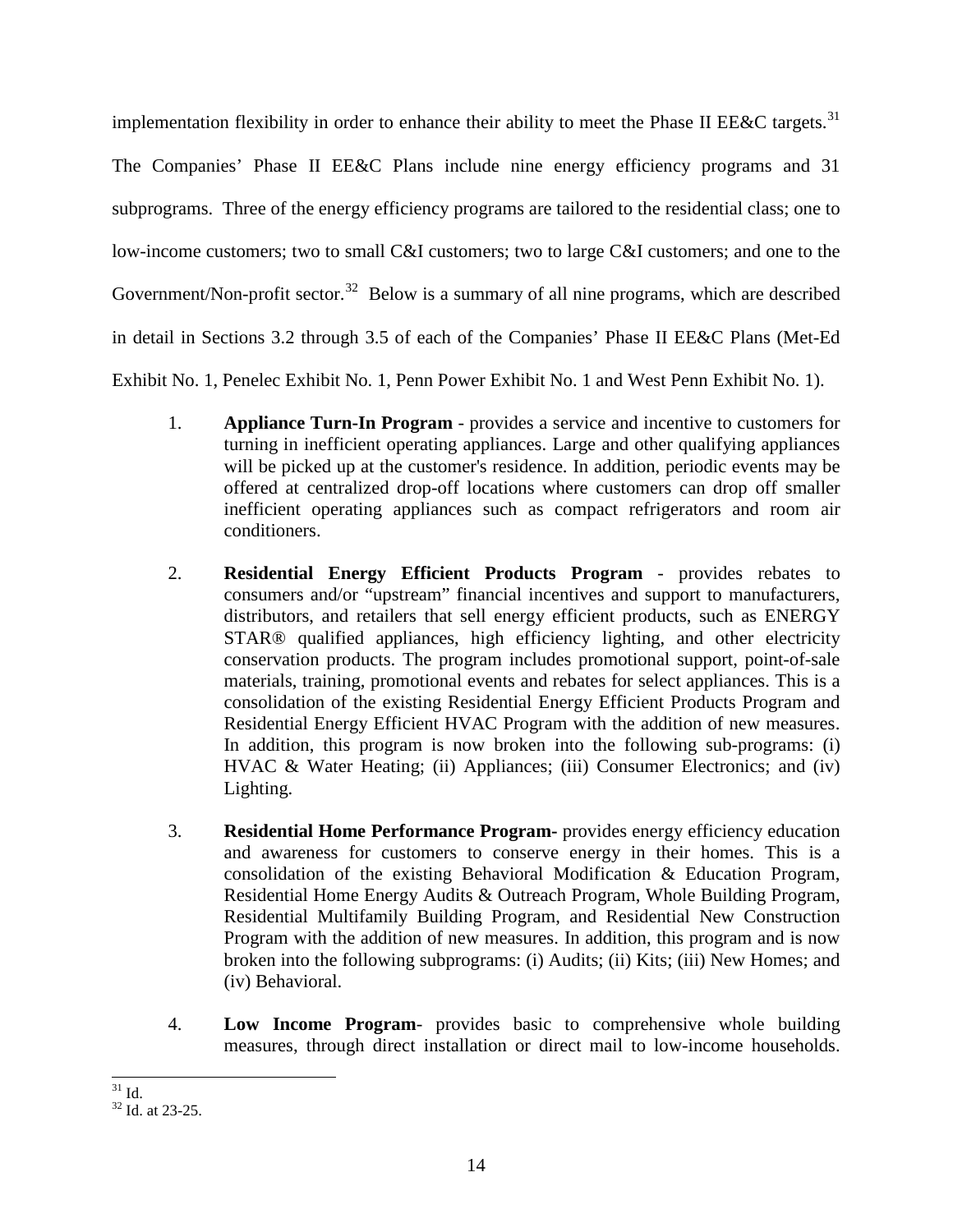implementation flexibility in order to enhance their ability to meet the Phase II EE&C targets.[31] The Companies' Phase II EE&C Plans include nine energy efficiency programs and 31 subprograms. Three of the energy efficiency programs are tailored to the residential class; one to low-income customers; two to small C&I customers; two to large C&I customers; and one to the Government/Non-profit sector.[32] Below is a summary of all nine programs, which are described in detail in Sections 3.2 through 3.5 of each of the Companies' Phase II EE&C Plans (Met-Ed Exhibit No. 1, Penelec Exhibit No. 1, Penn Power Exhibit No. 1 and West Penn Exhibit No. 1).

1. **Appliance Turn-In Program** - provides a service and incentive to customers for turning in inefficient operating appliances. Large and other qualifying appliances will be picked up at the customer's residence. In addition, periodic events may be offered at centralized drop-off locations where customers can drop off smaller inefficient operating appliances such as compact refrigerators and room air conditioners.

2. **Residential Energy Efficient Products Program** - provides rebates to consumers and/or "upstream" financial incentives and support to manufacturers, distributors, and retailers that sell energy efficient products, such as ENERGY STAR® qualified appliances, high efficiency lighting, and other electricity conservation products. The program includes promotional support, point-of-sale materials, training, promotional events and rebates for select appliances. This is a consolidation of the existing Residential Energy Efficient Products Program and Residential Energy Efficient HVAC Program with the addition of new measures. In addition, this program is now broken into the following sub-programs: (i) HVAC & Water Heating; (ii) Appliances; (iii) Consumer Electronics; and (iv) Lighting.

3. **Residential Home Performance Program-** provides energy efficiency education and awareness for customers to conserve energy in their homes. This is a consolidation of the existing Behavioral Modification & Education Program, Residential Home Energy Audits & Outreach Program, Whole Building Program, Residential Multifamily Building Program, and Residential New Construction Program with the addition of new measures. In addition, this program and is now broken into the following subprograms: (i) Audits; (ii) Kits; (iii) New Homes; and (iv) Behavioral.

4. **Low Income Program**- provides basic to comprehensive whole building measures, through direct installation or direct mail to low-income households.

[31] Id.

[32] Id. at 23-25.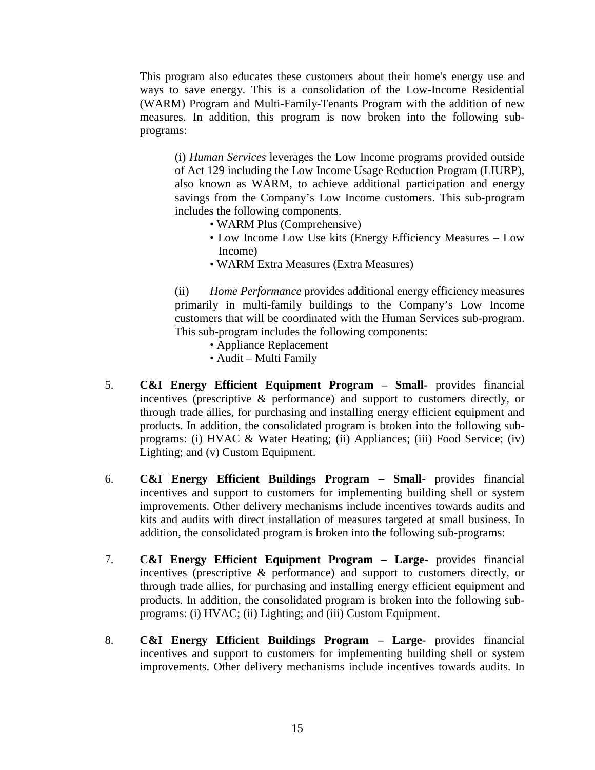This program also educates these customers about their home's energy use and ways to save energy. This is a consolidation of the Low-Income Residential (WARM) Program and Multi-Family-Tenants Program with the addition of new measures. In addition, this program is now broken into the following sub-programs:

> (i) *Human Services* leverages the Low Income programs provided outside of Act 129 including the Low Income Usage Reduction Program (LIURP), also known as WARM, to achieve additional participation and energy savings from the Company's Low Income customers. This sub-program includes the following components.
>
> - WARM Plus (Comprehensive)
> - Low Income Low Use kits (Energy Efficiency Measures – Low Income)
> - WARM Extra Measures (Extra Measures)
>
> (ii) *Home Performance* provides additional energy efficiency measures primarily in multi-family buildings to the Company's Low Income customers that will be coordinated with the Human Services sub-program. This sub-program includes the following components:
>
> - Appliance Replacement
> - Audit – Multi Family

5. **C&I Energy Efficient Equipment Program – Small-** provides financial incentives (prescriptive & performance) and support to customers directly, or through trade allies, for purchasing and installing energy efficient equipment and products. In addition, the consolidated program is broken into the following sub-programs: (i) HVAC & Water Heating; (ii) Appliances; (iii) Food Service; (iv) Lighting; and (v) Custom Equipment.

6. **C&I Energy Efficient Buildings Program – Small**- provides financial incentives and support to customers for implementing building shell or system improvements. Other delivery mechanisms include incentives towards audits and kits and audits with direct installation of measures targeted at small business. In addition, the consolidated program is broken into the following sub-programs:

7. **C&I Energy Efficient Equipment Program – Large-** provides financial incentives (prescriptive & performance) and support to customers directly, or through trade allies, for purchasing and installing energy efficient equipment and products. In addition, the consolidated program is broken into the following sub-programs: (i) HVAC; (ii) Lighting; and (iii) Custom Equipment.

8. **C&I Energy Efficient Buildings Program – Large-** provides financial incentives and support to customers for implementing building shell or system improvements. Other delivery mechanisms include incentives towards audits. In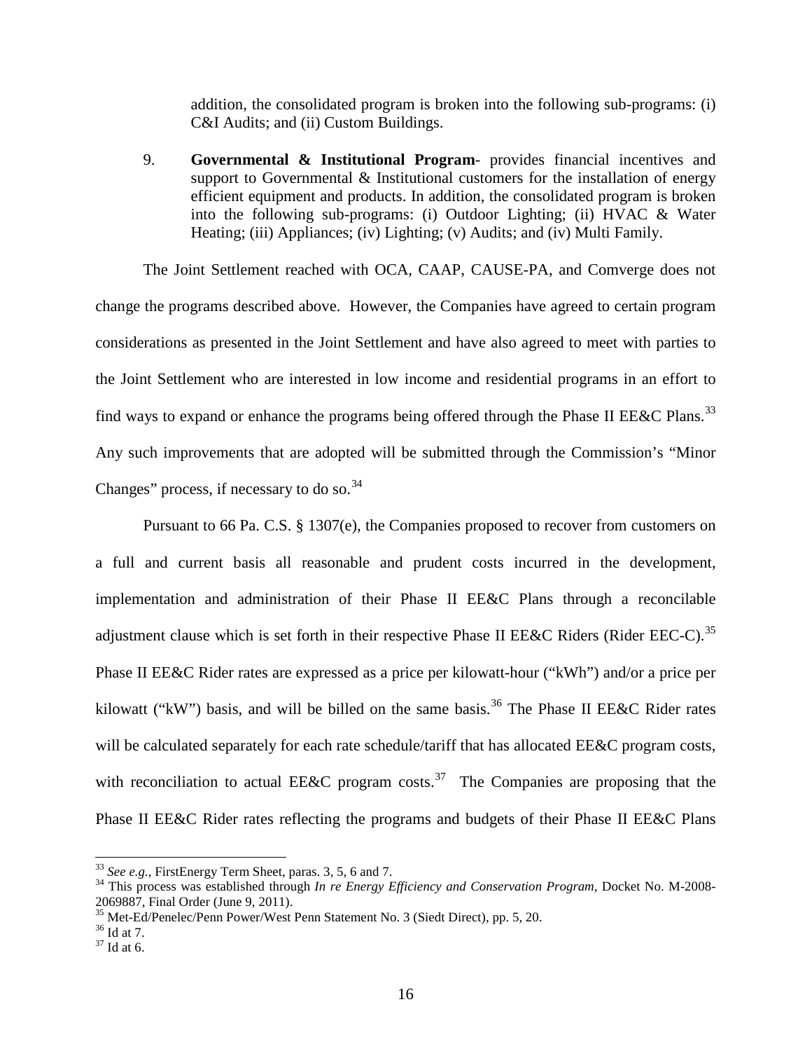addition, the consolidated program is broken into the following sub-programs: (i) C&I Audits; and (ii) Custom Buildings.

9. **Governmental & Institutional Program**- provides financial incentives and support to Governmental & Institutional customers for the installation of energy efficient equipment and products. In addition, the consolidated program is broken into the following sub-programs: (i) Outdoor Lighting; (ii) HVAC & Water Heating; (iii) Appliances; (iv) Lighting; (v) Audits; and (iv) Multi Family.

The Joint Settlement reached with OCA, CAAP, CAUSE-PA, and Comverge does not change the programs described above. However, the Companies have agreed to certain program considerations as presented in the Joint Settlement and have also agreed to meet with parties to the Joint Settlement who are interested in low income and residential programs in an effort to find ways to expand or enhance the programs being offered through the Phase II EE&C Plans.[33] Any such improvements that are adopted will be submitted through the Commission's "Minor Changes" process, if necessary to do so.[34]

Pursuant to 66 Pa. C.S. § 1307(e), the Companies proposed to recover from customers on a full and current basis all reasonable and prudent costs incurred in the development, implementation and administration of their Phase II EE&C Plans through a reconcilable adjustment clause which is set forth in their respective Phase II EE&C Riders (Rider EEC-C).[35] Phase II EE&C Rider rates are expressed as a price per kilowatt-hour ("kWh") and/or a price per kilowatt ("kW") basis, and will be billed on the same basis.[36] The Phase II EE&C Rider rates will be calculated separately for each rate schedule/tariff that has allocated EE&C program costs, with reconciliation to actual EE&C program costs.[37] The Companies are proposing that the Phase II EE&C Rider rates reflecting the programs and budgets of their Phase II EE&C Plans

---

[33] *See e.g.,* FirstEnergy Term Sheet, paras. 3, 5, 6 and 7.

[34] This process was established through *In re Energy Efficiency and Conservation Program*, Docket No. M-2008-2069887, Final Order (June 9, 2011).

[35] Met-Ed/Penelec/Penn Power/West Penn Statement No. 3 (Siedt Direct), pp. 5, 20.

[36] Id at 7.

[37] Id at 6.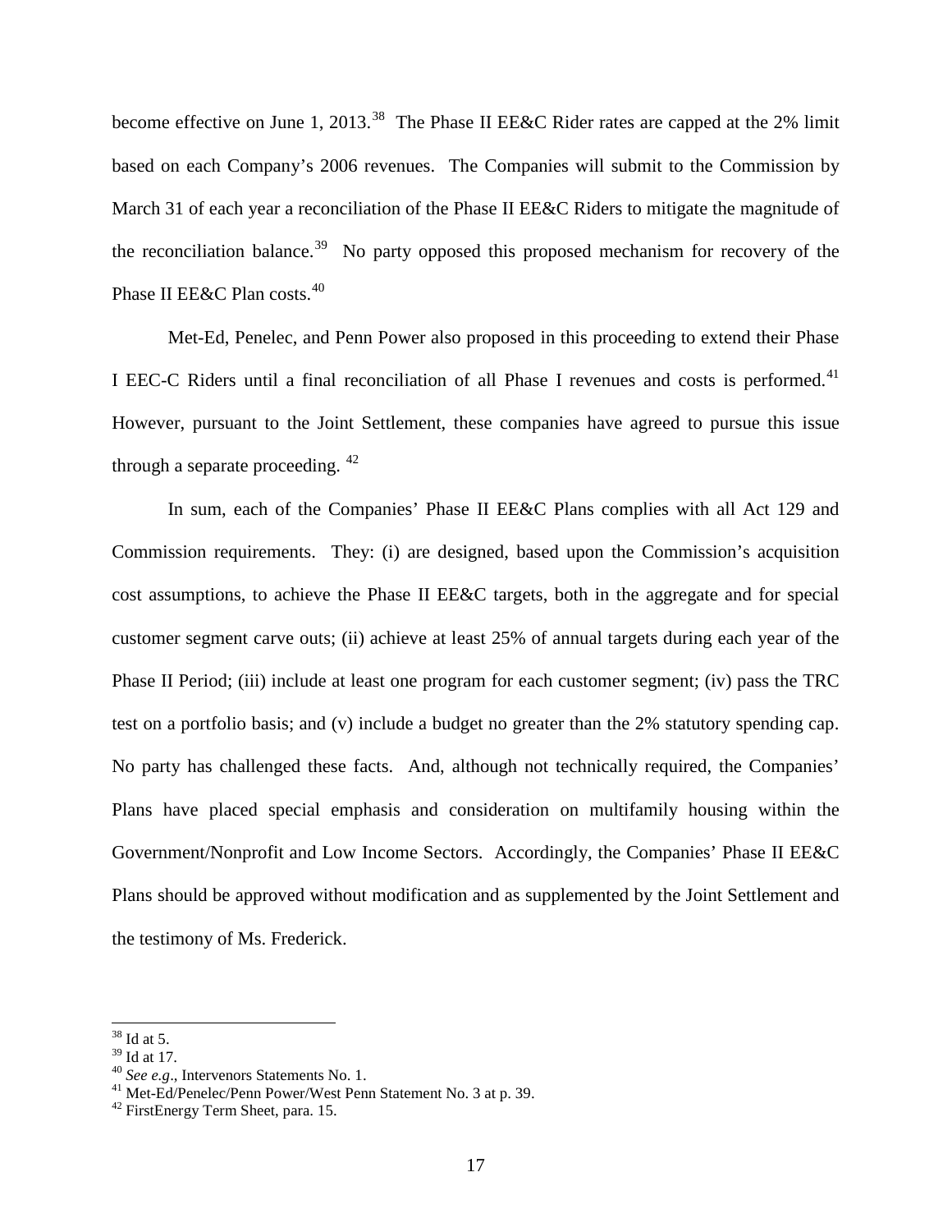become effective on June 1, 2013.[38] The Phase II EE&C Rider rates are capped at the 2% limit based on each Company's 2006 revenues. The Companies will submit to the Commission by March 31 of each year a reconciliation of the Phase II EE&C Riders to mitigate the magnitude of the reconciliation balance.[39] No party opposed this proposed mechanism for recovery of the Phase II EE&C Plan costs.[40]

Met-Ed, Penelec, and Penn Power also proposed in this proceeding to extend their Phase I EEC-C Riders until a final reconciliation of all Phase I revenues and costs is performed.[41] However, pursuant to the Joint Settlement, these companies have agreed to pursue this issue through a separate proceeding. [42]

In sum, each of the Companies' Phase II EE&C Plans complies with all Act 129 and Commission requirements. They: (i) are designed, based upon the Commission's acquisition cost assumptions, to achieve the Phase II EE&C targets, both in the aggregate and for special customer segment carve outs; (ii) achieve at least 25% of annual targets during each year of the Phase II Period; (iii) include at least one program for each customer segment; (iv) pass the TRC test on a portfolio basis; and (v) include a budget no greater than the 2% statutory spending cap. No party has challenged these facts. And, although not technically required, the Companies' Plans have placed special emphasis and consideration on multifamily housing within the Government/Nonprofit and Low Income Sectors. Accordingly, the Companies' Phase II EE&C Plans should be approved without modification and as supplemented by the Joint Settlement and the testimony of Ms. Frederick.

---

[38] Id at 5.
[39] Id at 17.
[40] *See e.g*., Intervenors Statements No. 1.
[41] Met-Ed/Penelec/Penn Power/West Penn Statement No. 3 at p. 39.
[42] FirstEnergy Term Sheet, para. 15.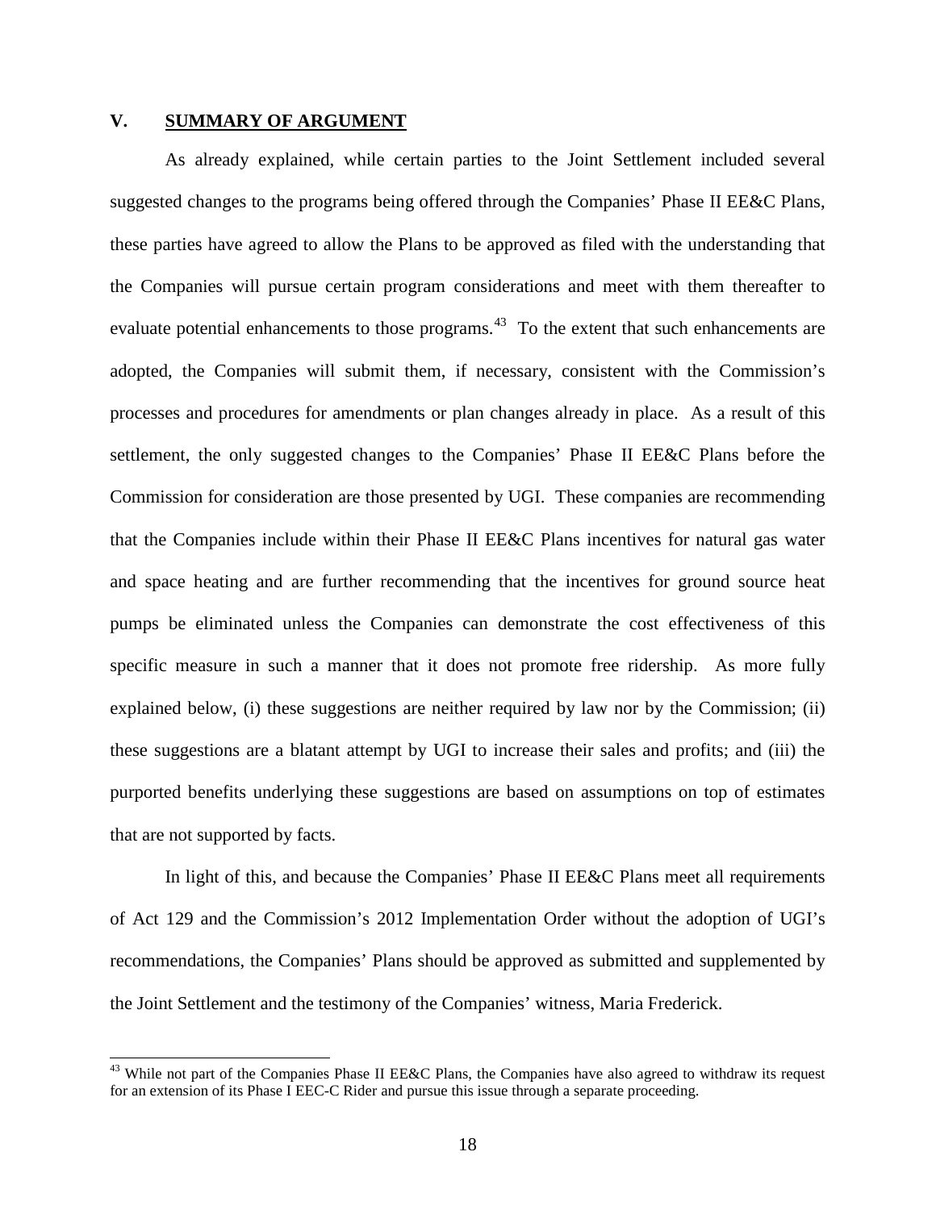## V. **SUMMARY OF ARGUMENT**

As already explained, while certain parties to the Joint Settlement included several suggested changes to the programs being offered through the Companies' Phase II EE&C Plans, these parties have agreed to allow the Plans to be approved as filed with the understanding that the Companies will pursue certain program considerations and meet with them thereafter to evaluate potential enhancements to those programs.[43] To the extent that such enhancements are adopted, the Companies will submit them, if necessary, consistent with the Commission's processes and procedures for amendments or plan changes already in place. As a result of this settlement, the only suggested changes to the Companies' Phase II EE&C Plans before the Commission for consideration are those presented by UGI. These companies are recommending that the Companies include within their Phase II EE&C Plans incentives for natural gas water and space heating and are further recommending that the incentives for ground source heat pumps be eliminated unless the Companies can demonstrate the cost effectiveness of this specific measure in such a manner that it does not promote free ridership. As more fully explained below, (i) these suggestions are neither required by law nor by the Commission; (ii) these suggestions are a blatant attempt by UGI to increase their sales and profits; and (iii) the purported benefits underlying these suggestions are based on assumptions on top of estimates that are not supported by facts.

In light of this, and because the Companies' Phase II EE&C Plans meet all requirements of Act 129 and the Commission's 2012 Implementation Order without the adoption of UGI's recommendations, the Companies' Plans should be approved as submitted and supplemented by the Joint Settlement and the testimony of the Companies' witness, Maria Frederick.

---

[43] While not part of the Companies Phase II EE&C Plans, the Companies have also agreed to withdraw its request for an extension of its Phase I EEC-C Rider and pursue this issue through a separate proceeding.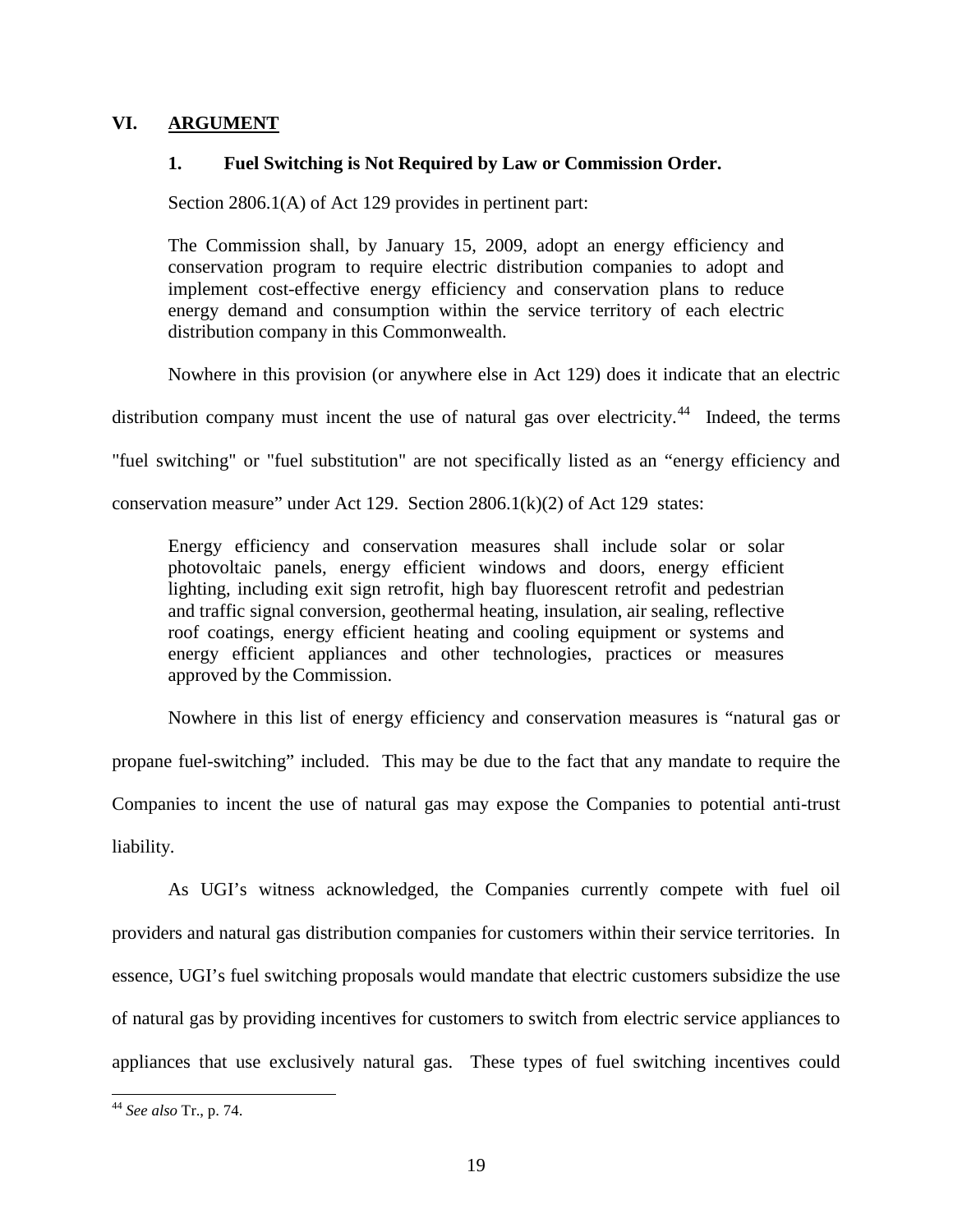## VI. ARGUMENT

### 1. Fuel Switching is Not Required by Law or Commission Order.

Section 2806.1(A) of Act 129 provides in pertinent part:

> The Commission shall, by January 15, 2009, adopt an energy efficiency and conservation program to require electric distribution companies to adopt and implement cost-effective energy efficiency and conservation plans to reduce energy demand and consumption within the service territory of each electric distribution company in this Commonwealth.

Nowhere in this provision (or anywhere else in Act 129) does it indicate that an electric distribution company must incent the use of natural gas over electricity.[44] Indeed, the terms "fuel switching" or "fuel substitution" are not specifically listed as an "energy efficiency and conservation measure" under Act 129. Section 2806.1(k)(2) of Act 129 states:

> Energy efficiency and conservation measures shall include solar or solar photovoltaic panels, energy efficient windows and doors, energy efficient lighting, including exit sign retrofit, high bay fluorescent retrofit and pedestrian and traffic signal conversion, geothermal heating, insulation, air sealing, reflective roof coatings, energy efficient heating and cooling equipment or systems and energy efficient appliances and other technologies, practices or measures approved by the Commission.

Nowhere in this list of energy efficiency and conservation measures is "natural gas or propane fuel-switching" included. This may be due to the fact that any mandate to require the Companies to incent the use of natural gas may expose the Companies to potential anti-trust liability.

As UGI's witness acknowledged, the Companies currently compete with fuel oil providers and natural gas distribution companies for customers within their service territories. In essence, UGI's fuel switching proposals would mandate that electric customers subsidize the use of natural gas by providing incentives for customers to switch from electric service appliances to appliances that use exclusively natural gas. These types of fuel switching incentives could

---

[44] *See also* Tr., p. 74.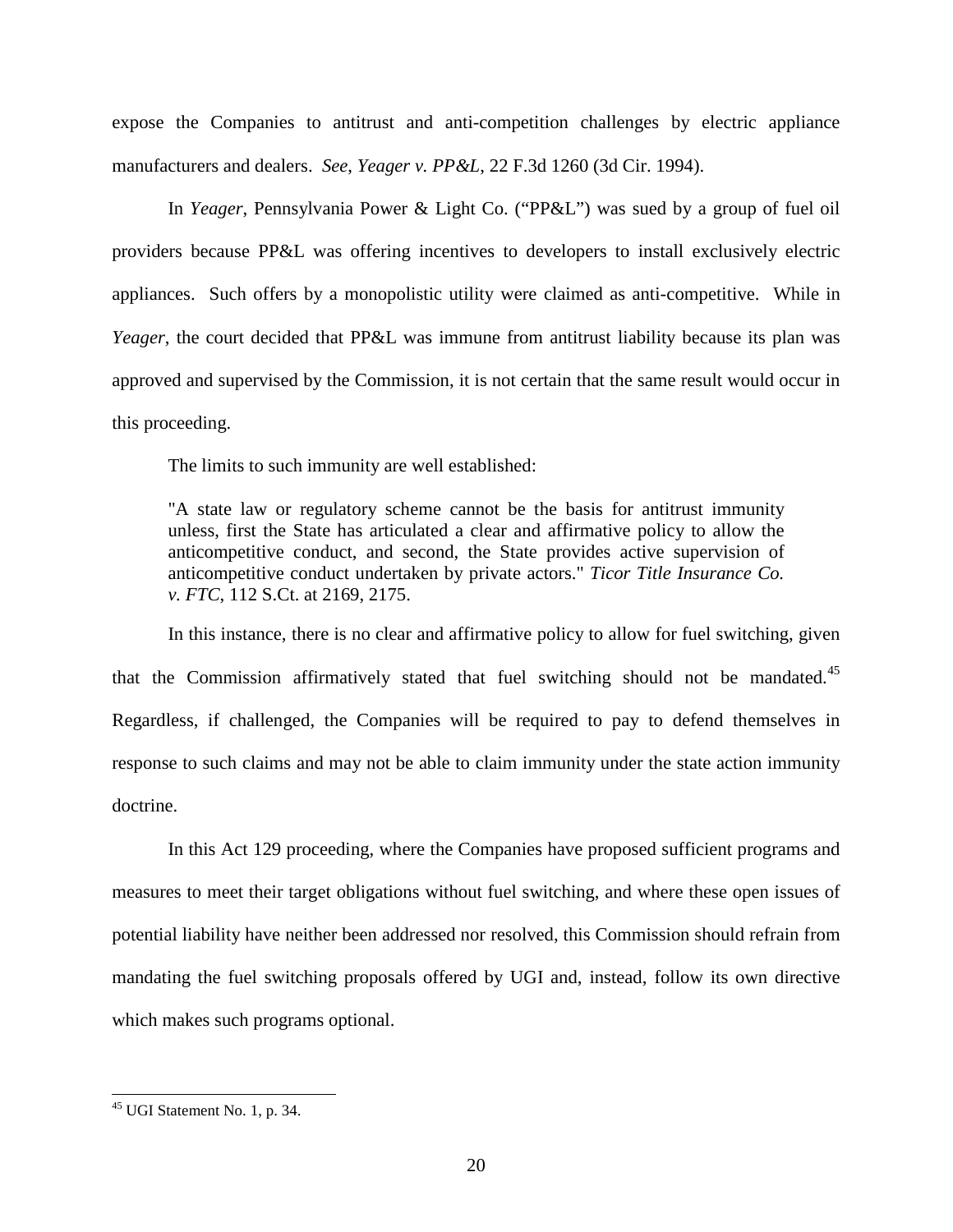expose the Companies to antitrust and anti-competition challenges by electric appliance manufacturers and dealers. *See*, *Yeager v. PP&L*, 22 F.3d 1260 (3d Cir. 1994).

In *Yeager*, Pennsylvania Power & Light Co. ("PP&L") was sued by a group of fuel oil providers because PP&L was offering incentives to developers to install exclusively electric appliances. Such offers by a monopolistic utility were claimed as anti-competitive. While in *Yeager*, the court decided that PP&L was immune from antitrust liability because its plan was approved and supervised by the Commission, it is not certain that the same result would occur in this proceeding.

The limits to such immunity are well established:

> "A state law or regulatory scheme cannot be the basis for antitrust immunity unless, first the State has articulated a clear and affirmative policy to allow the anticompetitive conduct, and second, the State provides active supervision of anticompetitive conduct undertaken by private actors." *Ticor Title Insurance Co. v. FTC*, 112 S.Ct. at 2169, 2175.

In this instance, there is no clear and affirmative policy to allow for fuel switching, given that the Commission affirmatively stated that fuel switching should not be mandated.[45] Regardless, if challenged, the Companies will be required to pay to defend themselves in response to such claims and may not be able to claim immunity under the state action immunity doctrine.

In this Act 129 proceeding, where the Companies have proposed sufficient programs and measures to meet their target obligations without fuel switching, and where these open issues of potential liability have neither been addressed nor resolved, this Commission should refrain from mandating the fuel switching proposals offered by UGI and, instead, follow its own directive which makes such programs optional.

---

[45] UGI Statement No. 1, p. 34.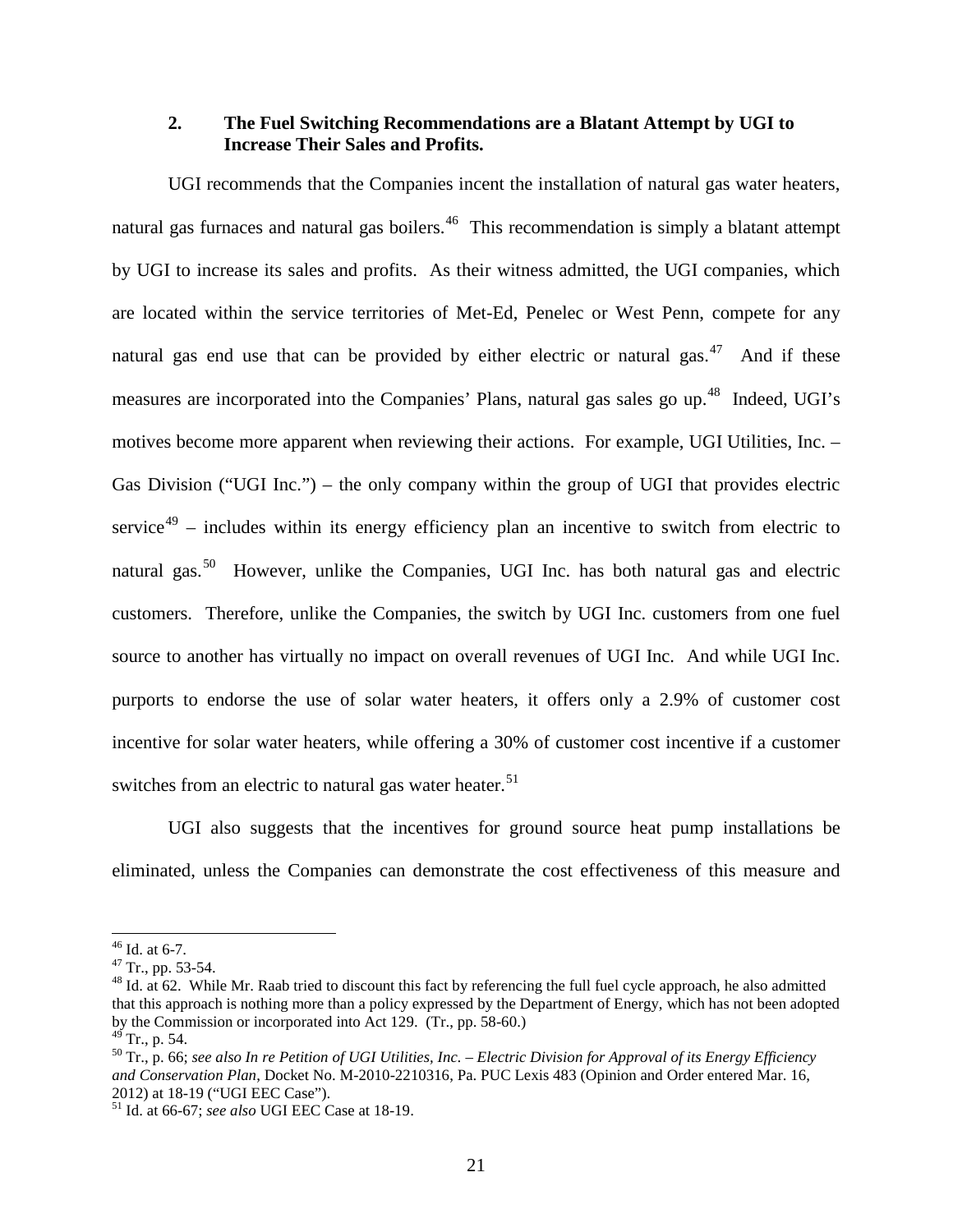### 2. The Fuel Switching Recommendations are a Blatant Attempt by UGI to Increase Their Sales and Profits.

UGI recommends that the Companies incent the installation of natural gas water heaters, natural gas furnaces and natural gas boilers.[46] This recommendation is simply a blatant attempt by UGI to increase its sales and profits. As their witness admitted, the UGI companies, which are located within the service territories of Met-Ed, Penelec or West Penn, compete for any natural gas end use that can be provided by either electric or natural gas.[47] And if these measures are incorporated into the Companies' Plans, natural gas sales go up.[48] Indeed, UGI's motives become more apparent when reviewing their actions. For example, UGI Utilities, Inc. – Gas Division ("UGI Inc.") – the only company within the group of UGI that provides electric service[49] – includes within its energy efficiency plan an incentive to switch from electric to natural gas.[50] However, unlike the Companies, UGI Inc. has both natural gas and electric customers. Therefore, unlike the Companies, the switch by UGI Inc. customers from one fuel source to another has virtually no impact on overall revenues of UGI Inc. And while UGI Inc. purports to endorse the use of solar water heaters, it offers only a 2.9% of customer cost incentive for solar water heaters, while offering a 30% of customer cost incentive if a customer switches from an electric to natural gas water heater.[51]

UGI also suggests that the incentives for ground source heat pump installations be eliminated, unless the Companies can demonstrate the cost effectiveness of this measure and

---

[46] Id. at 6-7.

[47] Tr., pp. 53-54.

[48] Id. at 62. While Mr. Raab tried to discount this fact by referencing the full fuel cycle approach, he also admitted that this approach is nothing more than a policy expressed by the Department of Energy, which has not been adopted by the Commission or incorporated into Act 129. (Tr., pp. 58-60.)

[49] Tr., p. 54.

[50] Tr., p. 66; *see also In re Petition of UGI Utilities, Inc. – Electric Division for Approval of its Energy Efficiency and Conservation Plan*, Docket No. M-2010-2210316, Pa. PUC Lexis 483 (Opinion and Order entered Mar. 16, 2012) at 18-19 ("UGI EEC Case").

[51] Id. at 66-67; *see also* UGI EEC Case at 18-19.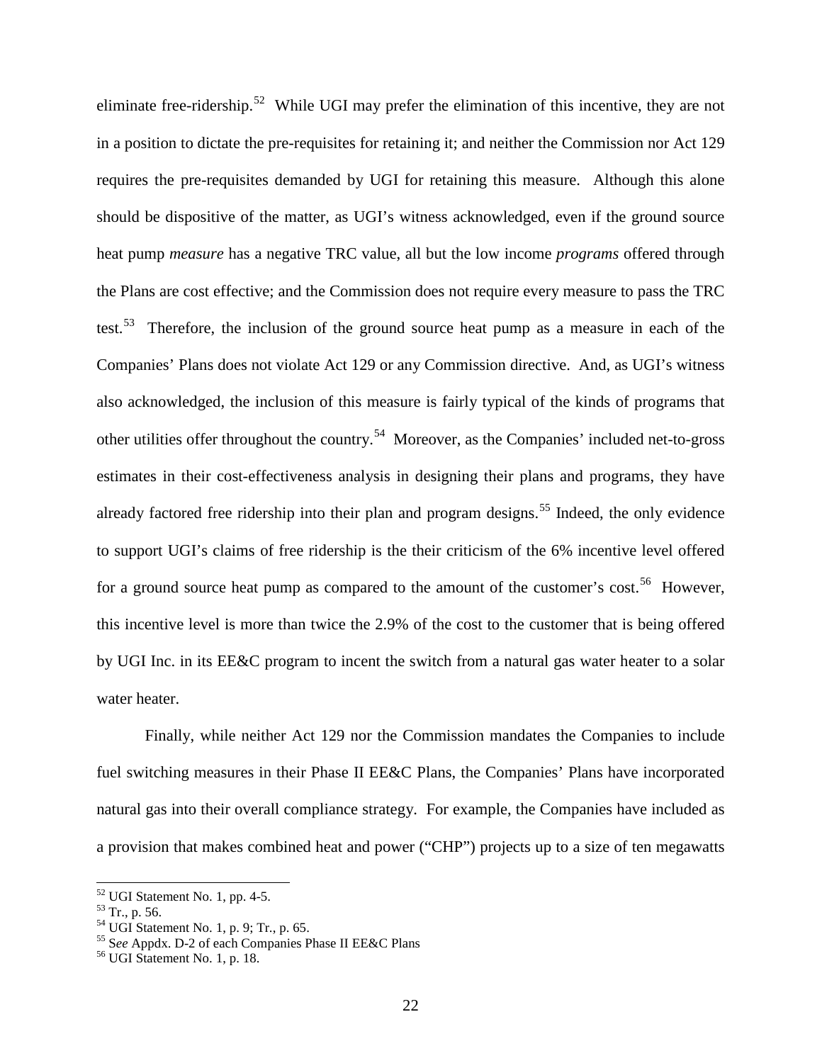eliminate free-ridership.[52] While UGI may prefer the elimination of this incentive, they are not in a position to dictate the pre-requisites for retaining it; and neither the Commission nor Act 129 requires the pre-requisites demanded by UGI for retaining this measure. Although this alone should be dispositive of the matter, as UGI's witness acknowledged, even if the ground source heat pump *measure* has a negative TRC value, all but the low income *programs* offered through the Plans are cost effective; and the Commission does not require every measure to pass the TRC test.[53] Therefore, the inclusion of the ground source heat pump as a measure in each of the Companies' Plans does not violate Act 129 or any Commission directive. And, as UGI's witness also acknowledged, the inclusion of this measure is fairly typical of the kinds of programs that other utilities offer throughout the country.[54] Moreover, as the Companies' included net-to-gross estimates in their cost-effectiveness analysis in designing their plans and programs, they have already factored free ridership into their plan and program designs.[55] Indeed, the only evidence to support UGI's claims of free ridership is the their criticism of the 6% incentive level offered for a ground source heat pump as compared to the amount of the customer's cost.[56] However, this incentive level is more than twice the 2.9% of the cost to the customer that is being offered by UGI Inc. in its EE&C program to incent the switch from a natural gas water heater to a solar water heater.

Finally, while neither Act 129 nor the Commission mandates the Companies to include fuel switching measures in their Phase II EE&C Plans, the Companies' Plans have incorporated natural gas into their overall compliance strategy. For example, the Companies have included as a provision that makes combined heat and power ("CHP") projects up to a size of ten megawatts

---

[52] UGI Statement No. 1, pp. 4-5.
[53] Tr., p. 56.
[54] UGI Statement No. 1, p. 9; Tr., p. 65.
[55] S*ee* Appdx. D-2 of each Companies Phase II EE&C Plans
[56] UGI Statement No. 1, p. 18.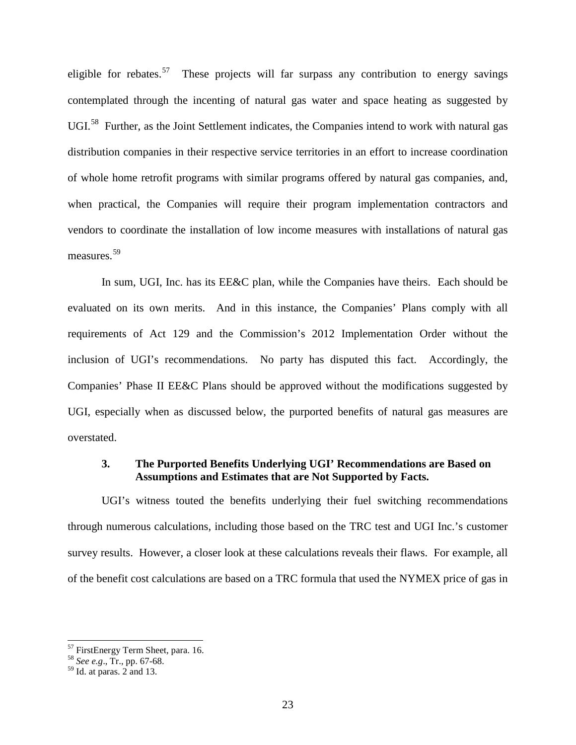eligible for rebates.[57] These projects will far surpass any contribution to energy savings contemplated through the incenting of natural gas water and space heating as suggested by UGI.[58] Further, as the Joint Settlement indicates, the Companies intend to work with natural gas distribution companies in their respective service territories in an effort to increase coordination of whole home retrofit programs with similar programs offered by natural gas companies, and, when practical, the Companies will require their program implementation contractors and vendors to coordinate the installation of low income measures with installations of natural gas measures.[59]

In sum, UGI, Inc. has its EE&C plan, while the Companies have theirs. Each should be evaluated on its own merits. And in this instance, the Companies' Plans comply with all requirements of Act 129 and the Commission's 2012 Implementation Order without the inclusion of UGI's recommendations. No party has disputed this fact. Accordingly, the Companies' Phase II EE&C Plans should be approved without the modifications suggested by UGI, especially when as discussed below, the purported benefits of natural gas measures are overstated.

### 3. The Purported Benefits Underlying UGI' Recommendations are Based on Assumptions and Estimates that are Not Supported by Facts.

UGI's witness touted the benefits underlying their fuel switching recommendations through numerous calculations, including those based on the TRC test and UGI Inc.'s customer survey results. However, a closer look at these calculations reveals their flaws. For example, all of the benefit cost calculations are based on a TRC formula that used the NYMEX price of gas in

---

[57] FirstEnergy Term Sheet, para. 16.

[58] *See e.g*., Tr., pp. 67-68.

[59] Id. at paras. 2 and 13.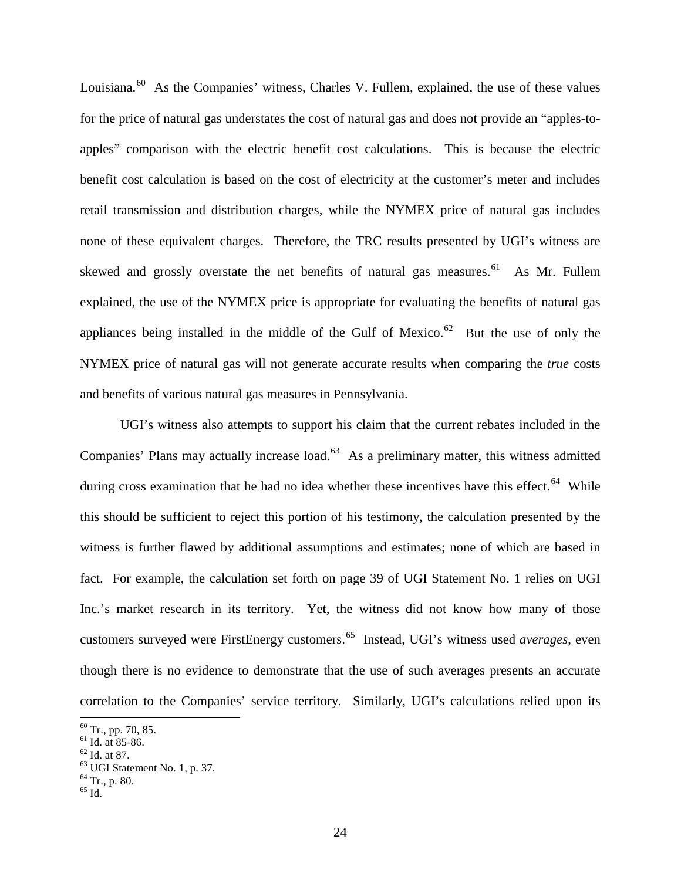Louisiana.[60] As the Companies' witness, Charles V. Fullem, explained, the use of these values for the price of natural gas understates the cost of natural gas and does not provide an "apples-to-apples" comparison with the electric benefit cost calculations. This is because the electric benefit cost calculation is based on the cost of electricity at the customer's meter and includes retail transmission and distribution charges, while the NYMEX price of natural gas includes none of these equivalent charges. Therefore, the TRC results presented by UGI's witness are skewed and grossly overstate the net benefits of natural gas measures.[61] As Mr. Fullem explained, the use of the NYMEX price is appropriate for evaluating the benefits of natural gas appliances being installed in the middle of the Gulf of Mexico.[62] But the use of only the NYMEX price of natural gas will not generate accurate results when comparing the *true* costs and benefits of various natural gas measures in Pennsylvania.

UGI's witness also attempts to support his claim that the current rebates included in the Companies' Plans may actually increase load.[63] As a preliminary matter, this witness admitted during cross examination that he had no idea whether these incentives have this effect.[64] While this should be sufficient to reject this portion of his testimony, the calculation presented by the witness is further flawed by additional assumptions and estimates; none of which are based in fact. For example, the calculation set forth on page 39 of UGI Statement No. 1 relies on UGI Inc.'s market research in its territory. Yet, the witness did not know how many of those customers surveyed were FirstEnergy customers.[65] Instead, UGI's witness used *averages*, even though there is no evidence to demonstrate that the use of such averages presents an accurate correlation to the Companies' service territory. Similarly, UGI's calculations relied upon its

---

[60] Tr., pp. 70, 85.
[61] Id. at 85-86.
[62] Id. at 87.
[63] UGI Statement No. 1, p. 37.
[64] Tr., p. 80.
[65] Id.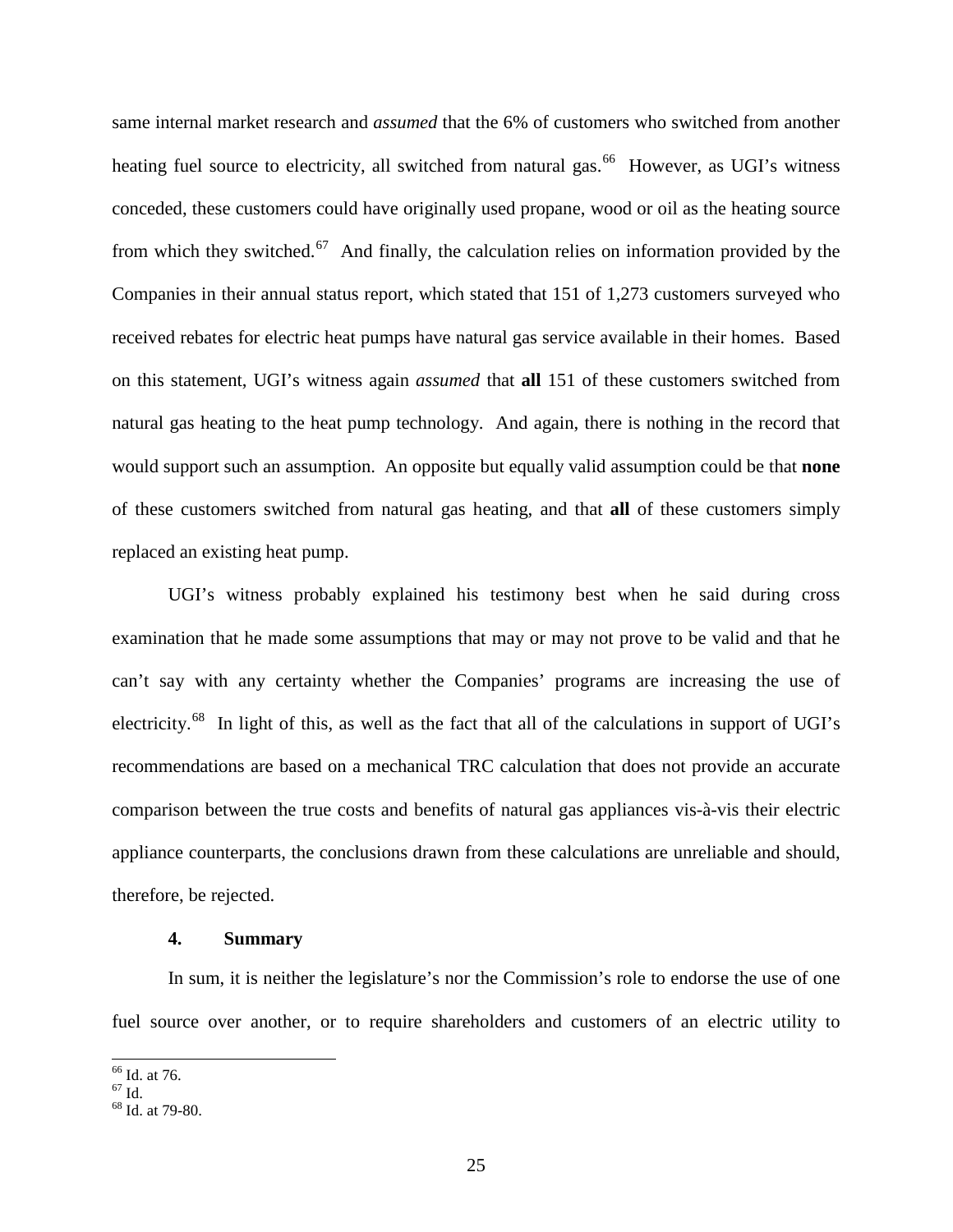same internal market research and *assumed* that the 6% of customers who switched from another heating fuel source to electricity, all switched from natural gas.[66] However, as UGI's witness conceded, these customers could have originally used propane, wood or oil as the heating source from which they switched.[67] And finally, the calculation relies on information provided by the Companies in their annual status report, which stated that 151 of 1,273 customers surveyed who received rebates for electric heat pumps have natural gas service available in their homes. Based on this statement, UGI's witness again *assumed* that **all** 151 of these customers switched from natural gas heating to the heat pump technology. And again, there is nothing in the record that would support such an assumption. An opposite but equally valid assumption could be that **none** of these customers switched from natural gas heating, and that **all** of these customers simply replaced an existing heat pump.

UGI's witness probably explained his testimony best when he said during cross examination that he made some assumptions that may or may not prove to be valid and that he can't say with any certainty whether the Companies' programs are increasing the use of electricity.[68] In light of this, as well as the fact that all of the calculations in support of UGI's recommendations are based on a mechanical TRC calculation that does not provide an accurate comparison between the true costs and benefits of natural gas appliances vis-à-vis their electric appliance counterparts, the conclusions drawn from these calculations are unreliable and should, therefore, be rejected.

#### 4. Summary

In sum, it is neither the legislature's nor the Commission's role to endorse the use of one fuel source over another, or to require shareholders and customers of an electric utility to

---

[66] Id. at 76.
[67] Id.
[68] Id. at 79-80.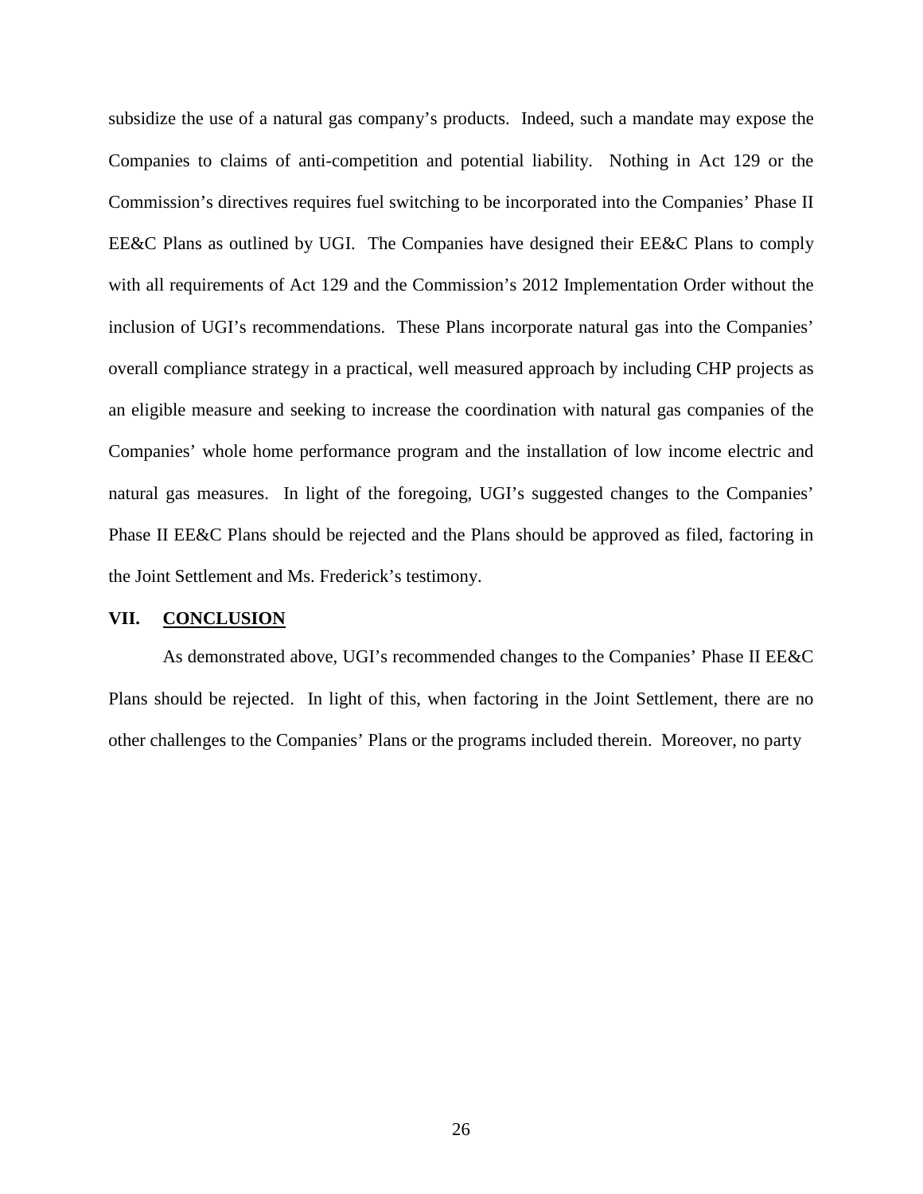subsidize the use of a natural gas company's products. Indeed, such a mandate may expose the Companies to claims of anti-competition and potential liability. Nothing in Act 129 or the Commission's directives requires fuel switching to be incorporated into the Companies' Phase II EE&C Plans as outlined by UGI. The Companies have designed their EE&C Plans to comply with all requirements of Act 129 and the Commission's 2012 Implementation Order without the inclusion of UGI's recommendations. These Plans incorporate natural gas into the Companies' overall compliance strategy in a practical, well measured approach by including CHP projects as an eligible measure and seeking to increase the coordination with natural gas companies of the Companies' whole home performance program and the installation of low income electric and natural gas measures. In light of the foregoing, UGI's suggested changes to the Companies' Phase II EE&C Plans should be rejected and the Plans should be approved as filed, factoring in the Joint Settlement and Ms. Frederick's testimony.

## VII. CONCLUSION

As demonstrated above, UGI's recommended changes to the Companies' Phase II EE&C Plans should be rejected. In light of this, when factoring in the Joint Settlement, there are no other challenges to the Companies' Plans or the programs included therein. Moreover, no party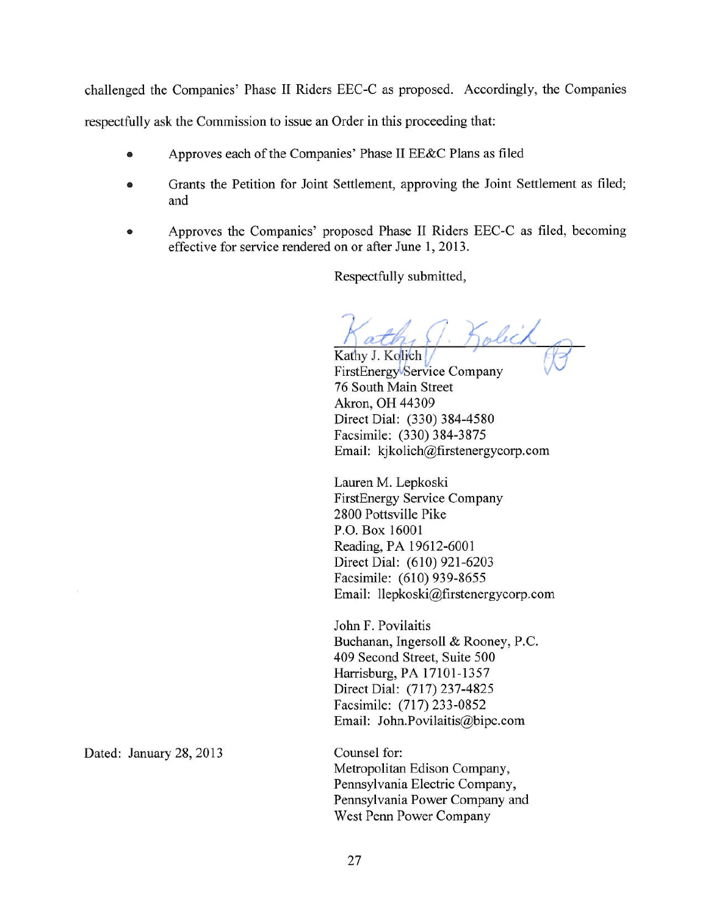challenged the Companies' Phase II Riders EEC-C as proposed. Accordingly, the Companies respectfully ask the Commission to issue an Order in this proceeding that:

- Approves each of the Companies' Phase II EE&C Plans as filed
- Grants the Petition for Joint Settlement, approving the Joint Settlement as filed; and
- Approves the Companies' proposed Phase II Riders EEC-C as filed, becoming effective for service rendered on or after June 1, 2013.

Respectfully submitted,

Kathy J. Kolich
FirstEnergy Service Company
76 South Main Street
Akron, OH 44309
Direct Dial: (330) 384-4580
Facsimile: (330) 384-3875
Email: kjkolich@firstenergycorp.com

Lauren M. Lepkoski
FirstEnergy Service Company
2800 Pottsville Pike
P.O. Box 16001
Reading, PA 19612-6001
Direct Dial: (610) 921-6203
Facsimile: (610) 939-8655
Email: llepkoski@firstenergycorp.com

John F. Povilaitis
Buchanan, Ingersoll & Rooney, P.C.
409 Second Street, Suite 500
Harrisburg, PA 17101-1357
Direct Dial: (717) 237-4825
Facsimile: (717) 233-0852
Email: John.Povilaitis@bipc.com

Dated: January 28, 2013

Counsel for:
Metropolitan Edison Company,
Pennsylvania Electric Company,
Pennsylvania Power Company and
West Penn Power Company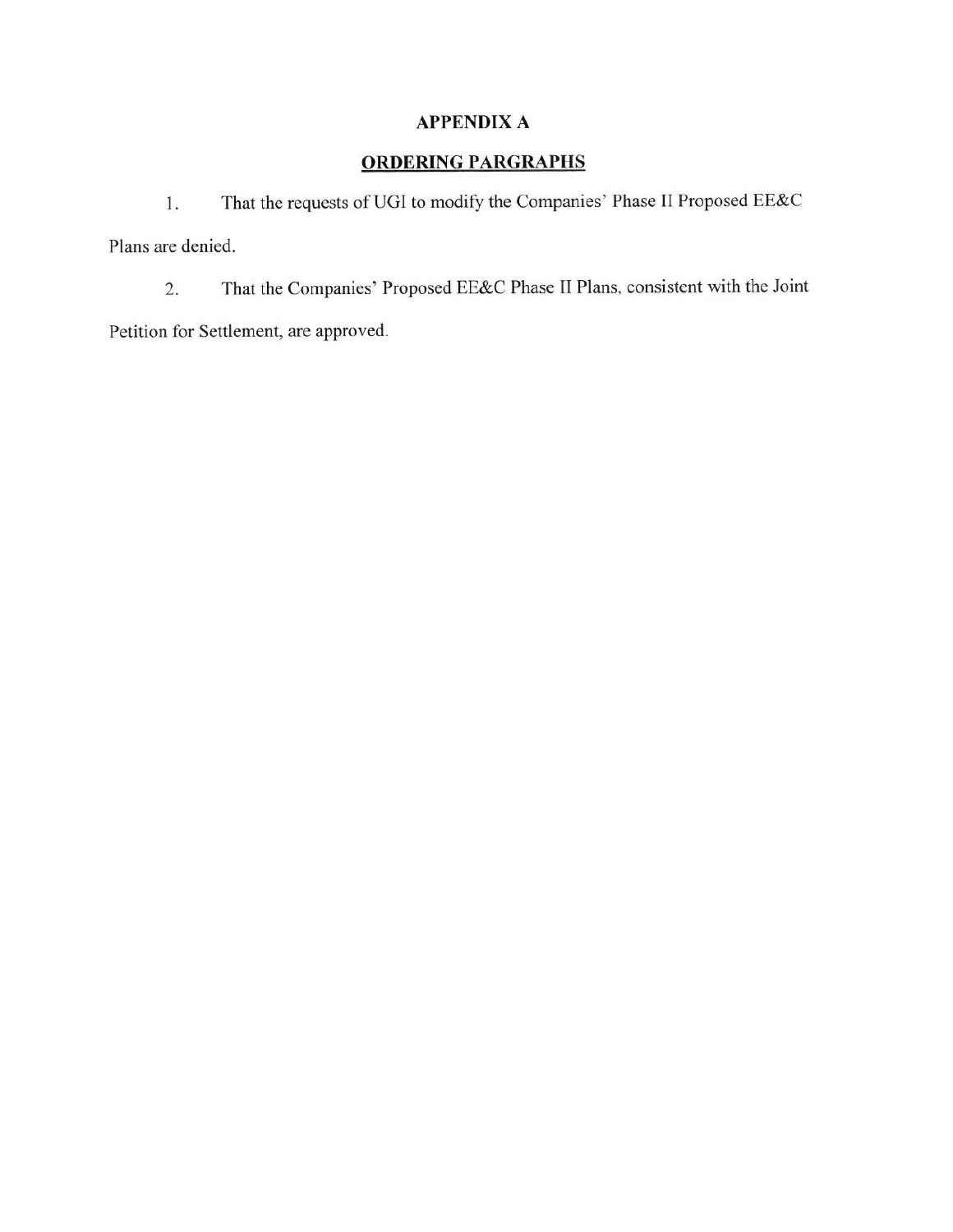## APPENDIX A

## ORDERING PARGRAPHS

1. That the requests of UGI to modify the Companies' Phase II Proposed EE&C Plans are denied.

2. That the Companies' Proposed EE&C Phase II Plans, consistent with the Joint Petition for Settlement, are approved.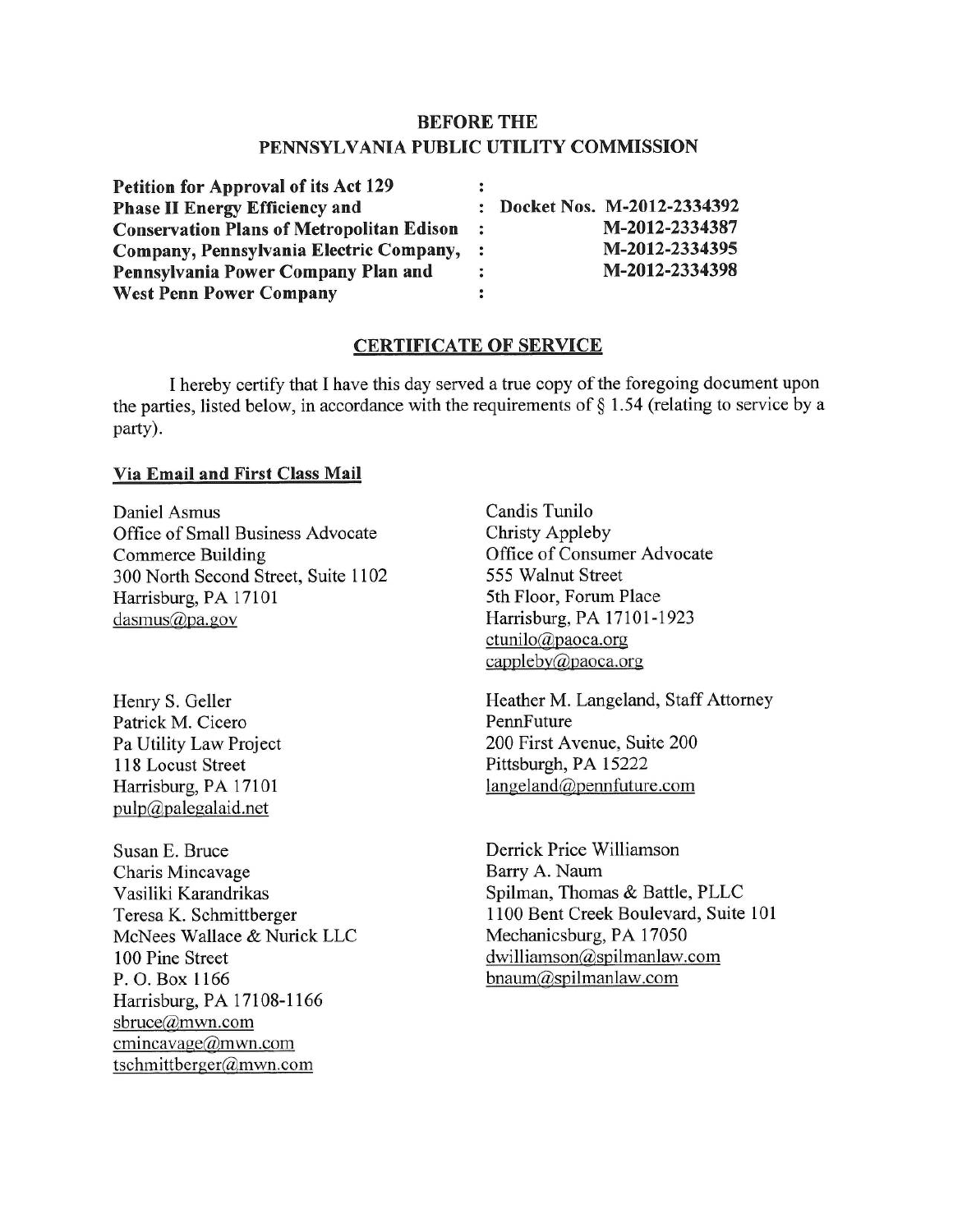**BEFORE THE**
**PENNSYLVANIA PUBLIC UTILITY COMMISSION**

| | | |
|---|---|---|
| **Petition for Approval of its Act 129** | : | |
| **Phase II Energy Efficiency and** | : | **Docket Nos. M-2012-2334392** |
| **Conservation Plans of Metropolitan Edison** | : | **M-2012-2334387** |
| **Company, Pennsylvania Electric Company,** | : | **M-2012-2334395** |
| **Pennsylvania Power Company Plan and** | : | **M-2012-2334398** |
| **West Penn Power Company** | : | |

## CERTIFICATE OF SERVICE

I hereby certify that I have this day served a true copy of the foregoing document upon the parties, listed below, in accordance with the requirements of § 1.54 (relating to service by a party).

**Via Email and First Class Mail**

Daniel Asmus
Office of Small Business Advocate
Commerce Building
300 North Second Street, Suite 1102
Harrisburg, PA 17101
dasmus@pa.gov

Candis Tunilo
Christy Appleby
Office of Consumer Advocate
555 Walnut Street
5th Floor, Forum Place
Harrisburg, PA 17101-1923
ctunilo@paoca.org
cappleby@paoca.org

Henry S. Geller
Patrick M. Cicero
Pa Utility Law Project
118 Locust Street
Harrisburg, PA 17101
pulp@palegalaid.net

Heather M. Langeland, Staff Attorney
PennFuture
200 First Avenue, Suite 200
Pittsburgh, PA 15222
langeland@pennfuture.com

Susan E. Bruce
Charis Mincavage
Vasiliki Karandrikas
Teresa K. Schmittberger
McNees Wallace & Nurick LLC
100 Pine Street
P. O. Box 1166
Harrisburg, PA 17108-1166
sbruce@mwn.com
cmincavage@mwn.com
tschmittberger@mwn.com

Derrick Price Williamson
Barry A. Naum
Spilman, Thomas & Battle, PLLC
1100 Bent Creek Boulevard, Suite 101
Mechanicsburg, PA 17050
dwilliamson@spilmanlaw.com
bnaum@spilmanlaw.com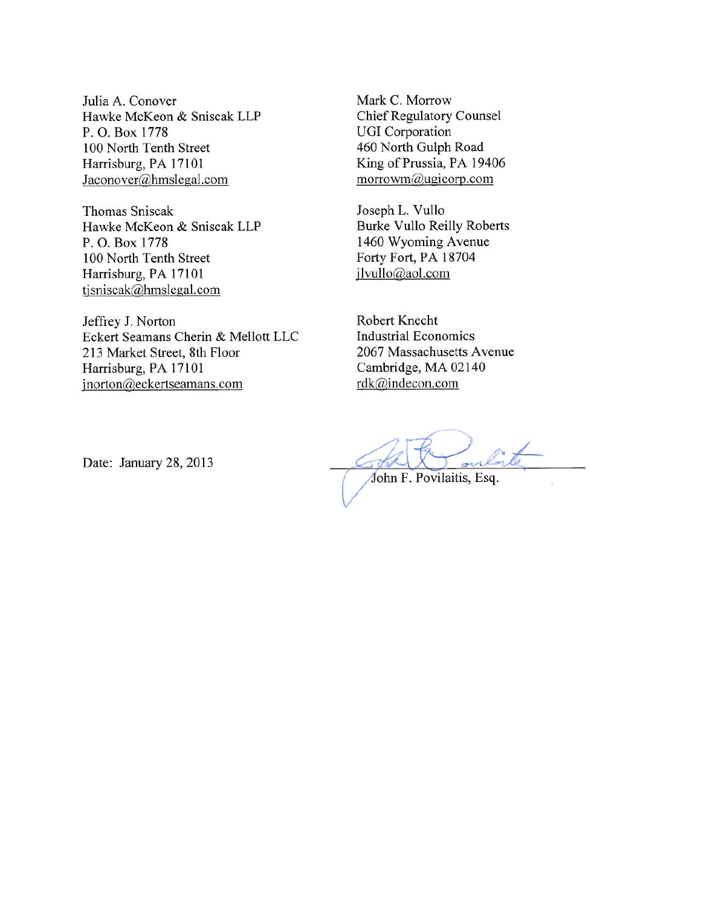Julia A. Conover
Hawke McKeon & Sniscak LLP
P. O. Box 1778
100 North Tenth Street
Harrisburg, PA 17101
Jaconover@hmslegal.com

Thomas Sniscak
Hawke McKeon & Sniscak LLP
P. O. Box 1778
100 North Tenth Street
Harrisburg, PA 17101
tjsniscak@hmslegal.com

Jeffrey J. Norton
Eckert Seamans Cherin & Mellott LLC
213 Market Street, 8th Floor
Harrisburg, PA 17101
jnorton@eckertseamans.com

Mark C. Morrow
Chief Regulatory Counsel
UGI Corporation
460 North Gulph Road
King of Prussia, PA 19406
morrowm@ugicorp.com

Joseph L. Vullo
Burke Vullo Reilly Roberts
1460 Wyoming Avenue
Forty Fort, PA 18704
jlvullo@aol.com

Robert Knecht
Industrial Economics
2067 Massachusetts Avenue
Cambridge, MA 02140
rdk@indecon.com

Date: January 28, 2013

John F. Povilaitis, Esq.